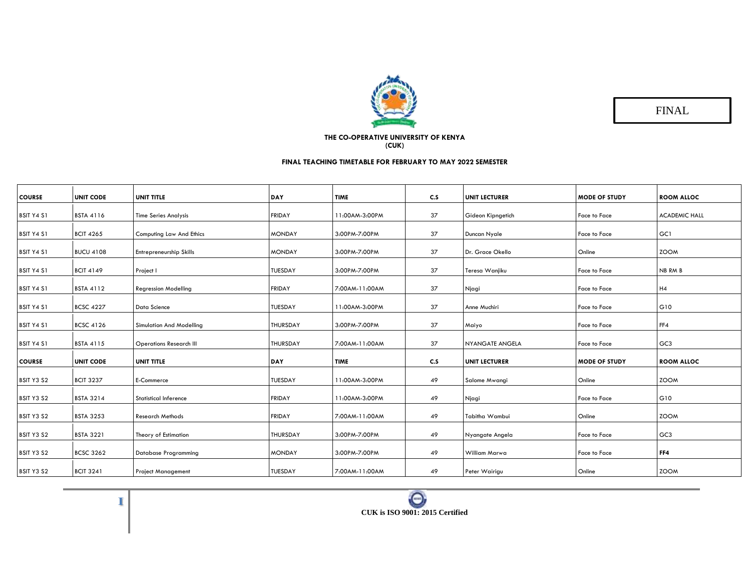FINAL

**THE CO-OPERATIVE UNIVERSITY OF KENYA**
**(CUK)**

**FINAL TEACHING TIMETABLE FOR FEBRUARY TO MAY 2022 SEMESTER**

| COURSE | UNIT CODE | UNIT TITLE | DAY | TIME | C.S | UNIT LECTURER | MODE OF STUDY | ROOM ALLOC |
|---|---|---|---|---|---|---|---|---|
| BSIT Y4 S1 | BSTA 4116 | Time Series Analysis | FRIDAY | 11:00AM-3:00PM | 37 | Gideon Kipngetich | Face to Face | ACADEMIC HALL |
| BSIT Y4 S1 | BCIT 4265 | Computing Law And Ethics | MONDAY | 3:00PM-7:00PM | 37 | Duncan Nyale | Face to Face | GC1 |
| BSIT Y4 S1 | BUCU 4108 | Entrepreneurship Skills | MONDAY | 3:00PM-7:00PM | 37 | Dr. Grace Okello | Online | ZOOM |
| BSIT Y4 S1 | BCIT 4149 | Project I | TUESDAY | 3:00PM-7:00PM | 37 | Teresa Wanjiku | Face to Face | NB RM B |
| BSIT Y4 S1 | BSTA 4112 | Regression Modelling | FRIDAY | 7:00AM-11:00AM | 37 | Njagi | Face to Face | H4 |
| BSIT Y4 S1 | BCSC 4227 | Data Science | TUESDAY | 11:00AM-3:00PM | 37 | Anne Muchiri | Face to Face | G10 |
| BSIT Y4 S1 | BCSC 4126 | Simulation And Modelling | THURSDAY | 3:00PM-7:00PM | 37 | Maiyo | Face to Face | FF4 |
| BSIT Y4 S1 | BSTA 4115 | Operations Research III | THURSDAY | 7:00AM-11:00AM | 37 | NYANGATE ANGELA | Face to Face | GC3 |
| **COURSE** | **UNIT CODE** | **UNIT TITLE** | **DAY** | **TIME** | **C.S** | **UNIT LECTURER** | **MODE OF STUDY** | **ROOM ALLOC** |
| BSIT Y3 S2 | BCIT 3237 | E-Commerce | TUESDAY | 11:00AM-3:00PM | 49 | Salome Mwangi | Online | ZOOM |
| BSIT Y3 S2 | BSTA 3214 | Statistical Inference | FRIDAY | 11:00AM-3:00PM | 49 | Njagi | Face to Face | G10 |
| BSIT Y3 S2 | BSTA 3253 | Research Methods | FRIDAY | 7:00AM-11:00AM | 49 | Tabitha Wambui | Online | ZOOM |
| BSIT Y3 S2 | BSTA 3221 | Theory of Estimation | THURSDAY | 3:00PM-7:00PM | 49 | Nyangate Angela | Face to Face | GC3 |
| BSIT Y3 S2 | BCSC 3262 | Database Programming | MONDAY | 3:00PM-7:00PM | 49 | William Marwa | Face to Face | **FF4** |
| BSIT Y3 S2 | BCIT 3241 | Project Management | TUESDAY | 7:00AM-11:00AM | 49 | Peter Wairigu | Online | ZOOM |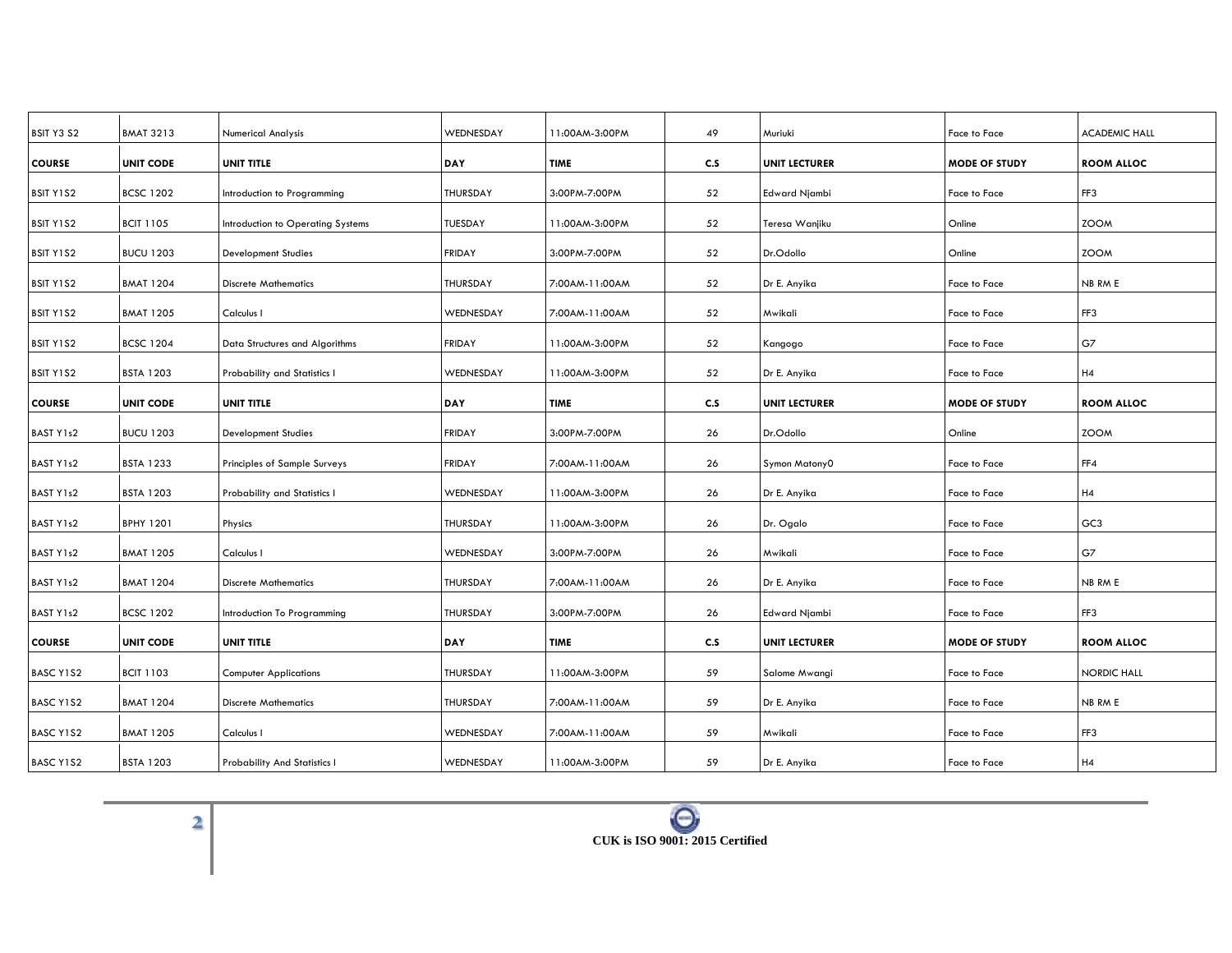| BSIT Y3 S2 | BMAT 3213 | Numerical Analysis | WEDNESDAY | 11:00AM-3:00PM | 49 | Muriuki | Face to Face | ACADEMIC HALL |
|---|---|---|---|---|---|---|---|---|
| **COURSE** | **UNIT CODE** | **UNIT TITLE** | **DAY** | **TIME** | **C.S** | **UNIT LECTURER** | **MODE OF STUDY** | **ROOM ALLOC** |
| BSIT Y1S2 | BCSC 1202 | Introduction to Programming | THURSDAY | 3:00PM-7:00PM | 52 | Edward Njambi | Face to Face | FF3 |
| BSIT Y1S2 | BCIT 1105 | Introduction to Operating Systems | TUESDAY | 11:00AM-3:00PM | 52 | Teresa Wanjiku | Online | ZOOM |
| BSIT Y1S2 | BUCU 1203 | Development Studies | FRIDAY | 3:00PM-7:00PM | 52 | Dr.Odollo | Online | ZOOM |
| BSIT Y1S2 | BMAT 1204 | Discrete Mathematics | THURSDAY | 7:00AM-11:00AM | 52 | Dr E. Anyika | Face to Face | NB RM E |
| BSIT Y1S2 | BMAT 1205 | Calculus I | WEDNESDAY | 7:00AM-11:00AM | 52 | Mwikali | Face to Face | FF3 |
| BSIT Y1S2 | BCSC 1204 | Data Structures and Algorithms | FRIDAY | 11:00AM-3:00PM | 52 | Kangogo | Face to Face | G7 |
| BSIT Y1S2 | BSTA 1203 | Probability and Statistics I | WEDNESDAY | 11:00AM-3:00PM | 52 | Dr E. Anyika | Face to Face | H4 |
| **COURSE** | **UNIT CODE** | **UNIT TITLE** | **DAY** | **TIME** | **C.S** | **UNIT LECTURER** | **MODE OF STUDY** | **ROOM ALLOC** |
| BAST Y1s2 | BUCU 1203 | Development Studies | FRIDAY | 3:00PM-7:00PM | 26 | Dr.Odollo | Online | ZOOM |
| BAST Y1s2 | BSTA 1233 | Principles of Sample Surveys | FRIDAY | 7:00AM-11:00AM | 26 | Symon Matony0 | Face to Face | FF4 |
| BAST Y1s2 | BSTA 1203 | Probability and Statistics I | WEDNESDAY | 11:00AM-3:00PM | 26 | Dr E. Anyika | Face to Face | H4 |
| BAST Y1s2 | BPHY 1201 | Physics | THURSDAY | 11:00AM-3:00PM | 26 | Dr. Ogalo | Face to Face | GC3 |
| BAST Y1s2 | BMAT 1205 | Calculus I | WEDNESDAY | 3:00PM-7:00PM | 26 | Mwikali | Face to Face | G7 |
| BAST Y1s2 | BMAT 1204 | Discrete Mathematics | THURSDAY | 7:00AM-11:00AM | 26 | Dr E. Anyika | Face to Face | NB RM E |
| BAST Y1s2 | BCSC 1202 | Introduction To Programming | THURSDAY | 3:00PM-7:00PM | 26 | Edward Njambi | Face to Face | FF3 |
| **COURSE** | **UNIT CODE** | **UNIT TITLE** | **DAY** | **TIME** | **C.S** | **UNIT LECTURER** | **MODE OF STUDY** | **ROOM ALLOC** |
| BASC Y1S2 | BCIT 1103 | Computer Applications | THURSDAY | 11:00AM-3:00PM | 59 | Salome Mwangi | Face to Face | NORDIC HALL |
| BASC Y1S2 | BMAT 1204 | Discrete Mathematics | THURSDAY | 7:00AM-11:00AM | 59 | Dr E. Anyika | Face to Face | NB RM E |
| BASC Y1S2 | BMAT 1205 | Calculus I | WEDNESDAY | 7:00AM-11:00AM | 59 | Mwikali | Face to Face | FF3 |
| BASC Y1S2 | BSTA 1203 | Probability And Statistics I | WEDNESDAY | 11:00AM-3:00PM | 59 | Dr E. Anyika | Face to Face | H4 |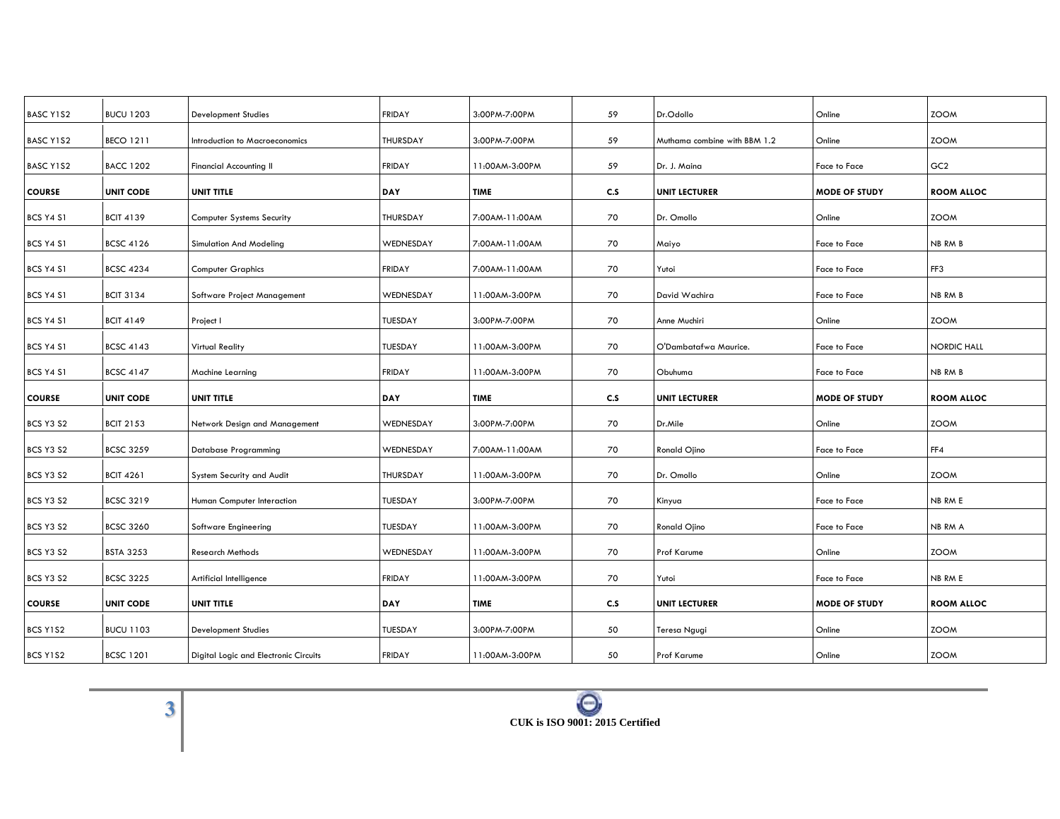| BASC Y1S2 | BUCU 1203 | Development Studies | FRIDAY | 3:00PM-7:00PM | 59 | Dr.Odollo | Online | ZOOM |
|---|---|---|---|---|---|---|---|---|
| BASC Y1S2 | BECO 1211 | Introduction to Macroeconomics | THURSDAY | 3:00PM-7:00PM | 59 | Muthama combine with BBM 1.2 | Online | ZOOM |
| BASC Y1S2 | BACC 1202 | Financial Accounting II | FRIDAY | 11:00AM-3:00PM | 59 | Dr. J. Maina | Face to Face | GC2 |
| **COURSE** | **UNIT CODE** | **UNIT TITLE** | **DAY** | **TIME** | **C.S** | **UNIT LECTURER** | **MODE OF STUDY** | **ROOM ALLOC** |
| BCS Y4 S1 | BCIT 4139 | Computer Systems Security | THURSDAY | 7:00AM-11:00AM | 70 | Dr. Omollo | Online | ZOOM |
| BCS Y4 S1 | BCSC 4126 | Simulation And Modeling | WEDNESDAY | 7:00AM-11:00AM | 70 | Maiyo | Face to Face | NB RM B |
| BCS Y4 S1 | BCSC 4234 | Computer Graphics | FRIDAY | 7:00AM-11:00AM | 70 | Yutoi | Face to Face | FF3 |
| BCS Y4 S1 | BCIT 3134 | Software Project Management | WEDNESDAY | 11:00AM-3:00PM | 70 | David Wachira | Face to Face | NB RM B |
| BCS Y4 S1 | BCIT 4149 | Project I | TUESDAY | 3:00PM-7:00PM | 70 | Anne Muchiri | Online | ZOOM |
| BCS Y4 S1 | BCSC 4143 | Virtual Reality | TUESDAY | 11:00AM-3:00PM | 70 | O'Dambatafwa Maurice. | Face to Face | NORDIC HALL |
| BCS Y4 S1 | BCSC 4147 | Machine Learning | FRIDAY | 11:00AM-3:00PM | 70 | Obuhuma | Face to Face | NB RM B |
| **COURSE** | **UNIT CODE** | **UNIT TITLE** | **DAY** | **TIME** | **C.S** | **UNIT LECTURER** | **MODE OF STUDY** | **ROOM ALLOC** |
| BCS Y3 S2 | BCIT 2153 | Network Design and Management | WEDNESDAY | 3:00PM-7:00PM | 70 | Dr.Mile | Online | ZOOM |
| BCS Y3 S2 | BCSC 3259 | Database Programming | WEDNESDAY | 7:00AM-11:00AM | 70 | Ronald Ojino | Face to Face | FF4 |
| BCS Y3 S2 | BCIT 4261 | System Security and Audit | THURSDAY | 11:00AM-3:00PM | 70 | Dr. Omollo | Online | ZOOM |
| BCS Y3 S2 | BCSC 3219 | Human Computer Interaction | TUESDAY | 3:00PM-7:00PM | 70 | Kinyua | Face to Face | NB RM E |
| BCS Y3 S2 | BCSC 3260 | Software Engineering | TUESDAY | 11:00AM-3:00PM | 70 | Ronald Ojino | Face to Face | NB RM A |
| BCS Y3 S2 | BSTA 3253 | Research Methods | WEDNESDAY | 11:00AM-3:00PM | 70 | Prof Karume | Online | ZOOM |
| BCS Y3 S2 | BCSC 3225 | Artificial Intelligence | FRIDAY | 11:00AM-3:00PM | 70 | Yutoi | Face to Face | NB RM E |
| **COURSE** | **UNIT CODE** | **UNIT TITLE** | **DAY** | **TIME** | **C.S** | **UNIT LECTURER** | **MODE OF STUDY** | **ROOM ALLOC** |
| BCS Y1S2 | BUCU 1103 | Development Studies | TUESDAY | 3:00PM-7:00PM | 50 | Teresa Ngugi | Online | ZOOM |
| BCS Y1S2 | BCSC 1201 | Digital Logic and Electronic Circuits | FRIDAY | 11:00AM-3:00PM | 50 | Prof Karume | Online | ZOOM |

**CUK is ISO 9001: 2015 Certified**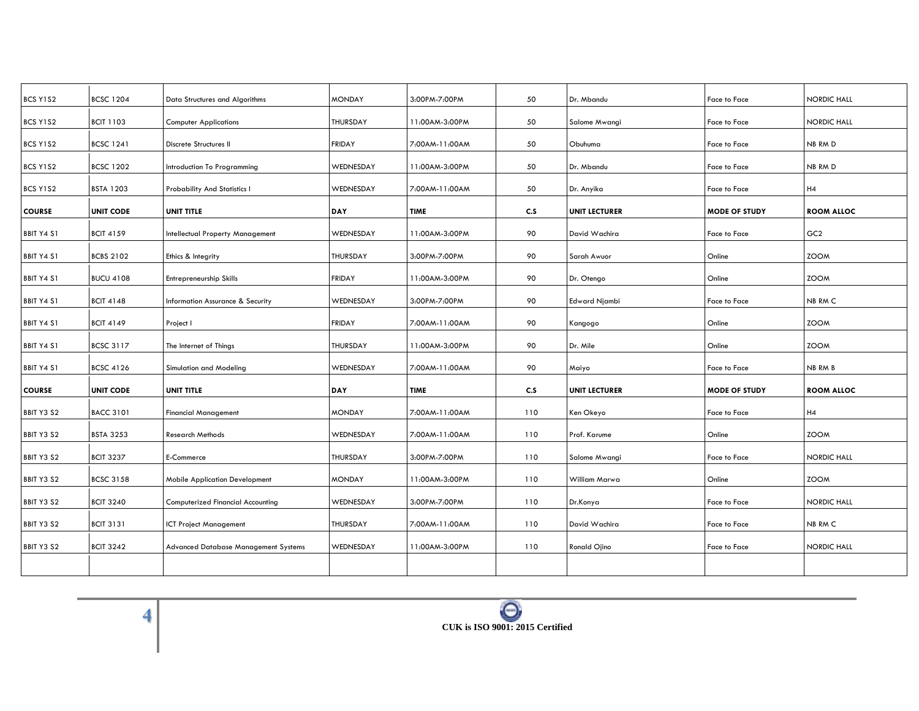| BCS Y1S2 | BCSC 1204 | Data Structures and Algorithms | MONDAY | 3:00PM-7:00PM | 50 | Dr. Mbandu | Face to Face | NORDIC HALL |
|---|---|---|---|---|---|---|---|---|
| BCS Y1S2 | BCIT 1103 | Computer Applications | THURSDAY | 11:00AM-3:00PM | 50 | Salome Mwangi | Face to Face | NORDIC HALL |
| BCS Y1S2 | BCSC 1241 | Discrete Structures II | FRIDAY | 7:00AM-11:00AM | 50 | Obuhuma | Face to Face | NB RM D |
| BCS Y1S2 | BCSC 1202 | Introduction To Programming | WEDNESDAY | 11:00AM-3:00PM | 50 | Dr. Mbandu | Face to Face | NB RM D |
| BCS Y1S2 | BSTA 1203 | Probability And Statistics I | WEDNESDAY | 7:00AM-11:00AM | 50 | Dr. Anyika | Face to Face | H4 |
| **COURSE** | **UNIT CODE** | **UNIT TITLE** | **DAY** | **TIME** | **C.S** | **UNIT LECTURER** | **MODE OF STUDY** | **ROOM ALLOC** |
| BBIT Y4 S1 | BCIT 4159 | Intellectual Property Management | WEDNESDAY | 11:00AM-3:00PM | 90 | David Wachira | Face to Face | GC2 |
| BBIT Y4 S1 | BCBS 2102 | Ethics & Integrity | THURSDAY | 3:00PM-7:00PM | 90 | Sarah Awuor | Online | ZOOM |
| BBIT Y4 S1 | BUCU 4108 | Entrepreneurship Skills | FRIDAY | 11:00AM-3:00PM | 90 | Dr. Otengo | Online | ZOOM |
| BBIT Y4 S1 | BCIT 4148 | Information Assurance & Security | WEDNESDAY | 3:00PM-7:00PM | 90 | Edward Njambi | Face to Face | NB RM C |
| BBIT Y4 S1 | BCIT 4149 | Project I | FRIDAY | 7:00AM-11:00AM | 90 | Kangogo | Online | ZOOM |
| BBIT Y4 S1 | BCSC 3117 | The Internet of Things | THURSDAY | 11:00AM-3:00PM | 90 | Dr. Mile | Online | ZOOM |
| BBIT Y4 S1 | BCSC 4126 | Simulation and Modeling | WEDNESDAY | 7:00AM-11:00AM | 90 | Maiyo | Face to Face | NB RM B |
| **COURSE** | **UNIT CODE** | **UNIT TITLE** | **DAY** | **TIME** | **C.S** | **UNIT LECTURER** | **MODE OF STUDY** | **ROOM ALLOC** |
| BBIT Y3 S2 | BACC 3101 | Financial Management | MONDAY | 7:00AM-11:00AM | 110 | Ken Okeyo | Face to Face | H4 |
| BBIT Y3 S2 | BSTA 3253 | Research Methods | WEDNESDAY | 7:00AM-11:00AM | 110 | Prof. Karume | Online | ZOOM |
| BBIT Y3 S2 | BCIT 3237 | E-Commerce | THURSDAY | 3:00PM-7:00PM | 110 | Salome Mwangi | Face to Face | NORDIC HALL |
| BBIT Y3 S2 | BCSC 3158 | Mobile Application Development | MONDAY | 11:00AM-3:00PM | 110 | William Marwa | Online | ZOOM |
| BBIT Y3 S2 | BCIT 3240 | Computerized Financial Accounting | WEDNESDAY | 3:00PM-7:00PM | 110 | Dr.Konya | Face to Face | NORDIC HALL |
| BBIT Y3 S2 | BCIT 3131 | ICT Project Management | THURSDAY | 7:00AM-11:00AM | 110 | David Wachira | Face to Face | NB RM C |
| BBIT Y3 S2 | BCIT 3242 | Advanced Database Management Systems | WEDNESDAY | 11:00AM-3:00PM | 110 | Ronald Ojino | Face to Face | NORDIC HALL |
| | | | | | | | | |

CUK is ISO 9001: 2015 Certified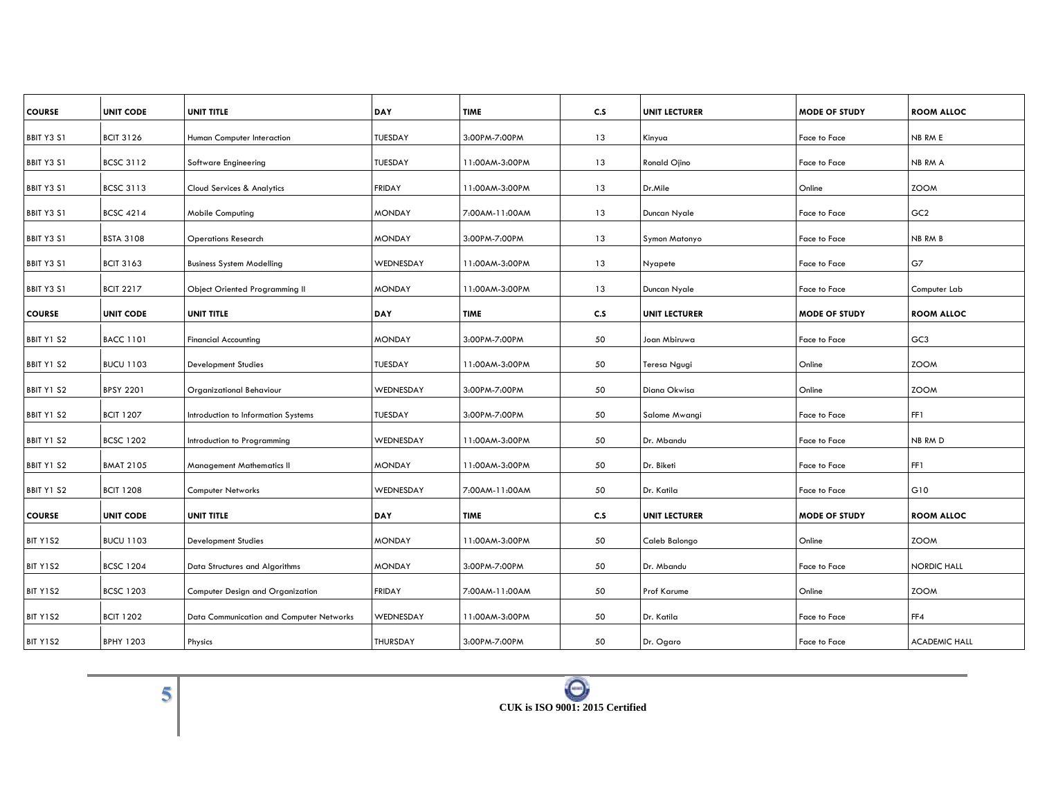| COURSE | UNIT CODE | UNIT TITLE | DAY | TIME | C.S | UNIT LECTURER | MODE OF STUDY | ROOM ALLOC |
|---|---|---|---|---|---|---|---|---|
| BBIT Y3 S1 | BCIT 3126 | Human Computer Interaction | TUESDAY | 3:00PM-7:00PM | 13 | Kinyua | Face to Face | NB RM E |
| BBIT Y3 S1 | BCSC 3112 | Software Engineering | TUESDAY | 11:00AM-3:00PM | 13 | Ronald Ojino | Face to Face | NB RM A |
| BBIT Y3 S1 | BCSC 3113 | Cloud Services & Analytics | FRIDAY | 11:00AM-3:00PM | 13 | Dr.Mile | Online | ZOOM |
| BBIT Y3 S1 | BCSC 4214 | Mobile Computing | MONDAY | 7:00AM-11:00AM | 13 | Duncan Nyale | Face to Face | GC2 |
| BBIT Y3 S1 | BSTA 3108 | Operations Research | MONDAY | 3:00PM-7:00PM | 13 | Symon Matonyo | Face to Face | NB RM B |
| BBIT Y3 S1 | BCIT 3163 | Business System Modelling | WEDNESDAY | 11:00AM-3:00PM | 13 | Nyapete | Face to Face | G7 |
| BBIT Y3 S1 | BCIT 2217 | Object Oriented Programming II | MONDAY | 11:00AM-3:00PM | 13 | Duncan Nyale | Face to Face | Computer Lab |
| COURSE | UNIT CODE | UNIT TITLE | DAY | TIME | C.S | UNIT LECTURER | MODE OF STUDY | ROOM ALLOC |
| BBIT Y1 S2 | BACC 1101 | Financial Accounting | MONDAY | 3:00PM-7:00PM | 50 | Joan Mbiruwa | Face to Face | GC3 |
| BBIT Y1 S2 | BUCU 1103 | Development Studies | TUESDAY | 11:00AM-3:00PM | 50 | Teresa Ngugi | Online | ZOOM |
| BBIT Y1 S2 | BPSY 2201 | Organizational Behaviour | WEDNESDAY | 3:00PM-7:00PM | 50 | Diana Okwisa | Online | ZOOM |
| BBIT Y1 S2 | BCIT 1207 | Introduction to Information Systems | TUESDAY | 3:00PM-7:00PM | 50 | Salome Mwangi | Face to Face | FF1 |
| BBIT Y1 S2 | BCSC 1202 | Introduction to Programming | WEDNESDAY | 11:00AM-3:00PM | 50 | Dr. Mbandu | Face to Face | NB RM D |
| BBIT Y1 S2 | BMAT 2105 | Management Mathematics II | MONDAY | 11:00AM-3:00PM | 50 | Dr. Biketi | Face to Face | FF1 |
| BBIT Y1 S2 | BCIT 1208 | Computer Networks | WEDNESDAY | 7:00AM-11:00AM | 50 | Dr. Katila | Face to Face | G10 |
| COURSE | UNIT CODE | UNIT TITLE | DAY | TIME | C.S | UNIT LECTURER | MODE OF STUDY | ROOM ALLOC |
| BIT Y1S2 | BUCU 1103 | Development Studies | MONDAY | 11:00AM-3:00PM | 50 | Caleb Balongo | Online | ZOOM |
| BIT Y1S2 | BCSC 1204 | Data Structures and Algorithms | MONDAY | 3:00PM-7:00PM | 50 | Dr. Mbandu | Face to Face | NORDIC HALL |
| BIT Y1S2 | BCSC 1203 | Computer Design and Organization | FRIDAY | 7:00AM-11:00AM | 50 | Prof Karume | Online | ZOOM |
| BIT Y1S2 | BCIT 1202 | Data Communication and Computer Networks | WEDNESDAY | 11:00AM-3:00PM | 50 | Dr. Katila | Face to Face | FF4 |
| BIT Y1S2 | BPHY 1203 | Physics | THURSDAY | 3:00PM-7:00PM | 50 | Dr. Ogaro | Face to Face | ACADEMIC HALL |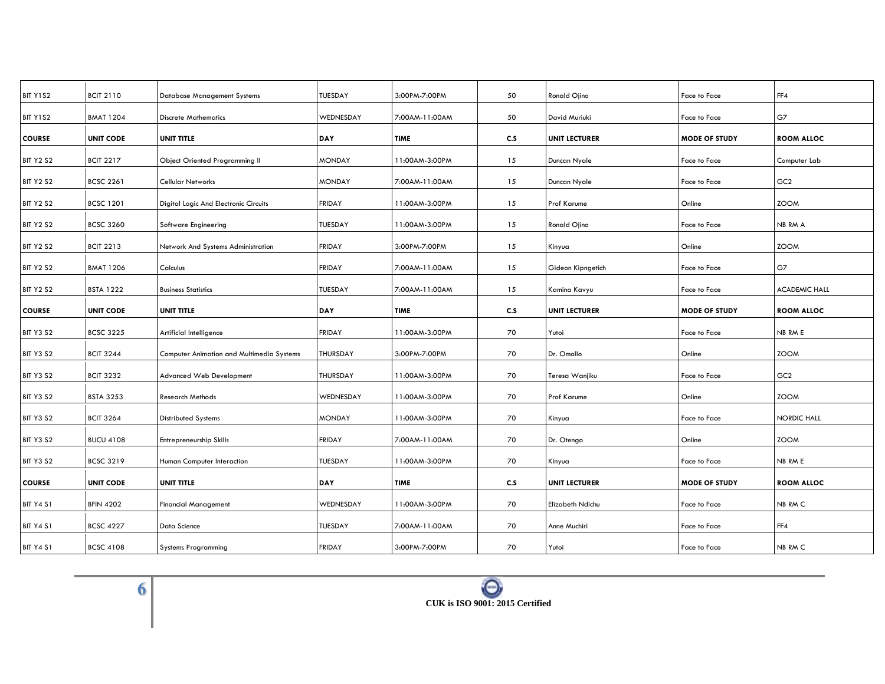| BIT Y1S2 | BCIT 2110 | Database Management Systems | TUESDAY | 3:00PM-7:00PM | 50 | Ronald Ojino | Face to Face | FF4 |
|---|---|---|---|---|---|---|---|---|
| BIT Y1S2 | BMAT 1204 | Discrete Mathematics | WEDNESDAY | 7:00AM-11:00AM | 50 | David Muriuki | Face to Face | G7 |
| **COURSE** | **UNIT CODE** | **UNIT TITLE** | **DAY** | **TIME** | **C.S** | **UNIT LECTURER** | **MODE OF STUDY** | **ROOM ALLOC** |
| BIT Y2 S2 | BCIT 2217 | Object Oriented Programming II | MONDAY | 11:00AM-3:00PM | 15 | Duncan Nyale | Face to Face | Computer Lab |
| BIT Y2 S2 | BCSC 2261 | Cellular Networks | MONDAY | 7:00AM-11:00AM | 15 | Duncan Nyale | Face to Face | GC2 |
| BIT Y2 S2 | BCSC 1201 | Digital Logic And Electronic Circuits | FRIDAY | 11:00AM-3:00PM | 15 | Prof Karume | Online | ZOOM |
| BIT Y2 S2 | BCSC 3260 | Software Engineering | TUESDAY | 11:00AM-3:00PM | 15 | Ronald Ojino | Face to Face | NB RM A |
| BIT Y2 S2 | BCIT 2213 | Network And Systems Administration | FRIDAY | 3:00PM-7:00PM | 15 | Kinyua | Online | ZOOM |
| BIT Y2 S2 | BMAT 1206 | Calculus | FRIDAY | 7:00AM-11:00AM | 15 | Gideon Kipngetich | Face to Face | G7 |
| BIT Y2 S2 | BSTA 1222 | Business Statistics | TUESDAY | 7:00AM-11:00AM | 15 | Kamina Kavyu | Face to Face | ACADEMIC HALL |
| **COURSE** | **UNIT CODE** | **UNIT TITLE** | **DAY** | **TIME** | **C.S** | **UNIT LECTURER** | **MODE OF STUDY** | **ROOM ALLOC** |
| BIT Y3 S2 | BCSC 3225 | Artificial Intelligence | FRIDAY | 11:00AM-3:00PM | 70 | Yutoi | Face to Face | NB RM E |
| BIT Y3 S2 | BCIT 3244 | Computer Animation and Multimedia Systems | THURSDAY | 3:00PM-7:00PM | 70 | Dr. Omollo | Online | ZOOM |
| BIT Y3 S2 | BCIT 3232 | Advanced Web Development | THURSDAY | 11:00AM-3:00PM | 70 | Teresa Wanjiku | Face to Face | GC2 |
| BIT Y3 S2 | BSTA 3253 | Research Methods | WEDNESDAY | 11:00AM-3:00PM | 70 | Prof Karume | Online | ZOOM |
| BIT Y3 S2 | BCIT 3264 | Distributed Systems | MONDAY | 11:00AM-3:00PM | 70 | Kinyua | Face to Face | NORDIC HALL |
| BIT Y3 S2 | BUCU 4108 | Entrepreneurship Skills | FRIDAY | 7:00AM-11:00AM | 70 | Dr. Otengo | Online | ZOOM |
| BIT Y3 S2 | BCSC 3219 | Human Computer Interaction | TUESDAY | 11:00AM-3:00PM | 70 | Kinyua | Face to Face | NB RM E |
| **COURSE** | **UNIT CODE** | **UNIT TITLE** | **DAY** | **TIME** | **C.S** | **UNIT LECTURER** | **MODE OF STUDY** | **ROOM ALLOC** |
| BIT Y4 S1 | BFIN 4202 | Financial Management | WEDNESDAY | 11:00AM-3:00PM | 70 | Elizabeth Ndichu | Face to Face | NB RM C |
| BIT Y4 S1 | BCSC 4227 | Data Science | TUESDAY | 7:00AM-11:00AM | 70 | Anne Muchiri | Face to Face | FF4 |
| BIT Y4 S1 | BCSC 4108 | Systems Programming | FRIDAY | 3:00PM-7:00PM | 70 | Yutoi | Face to Face | NB RM C |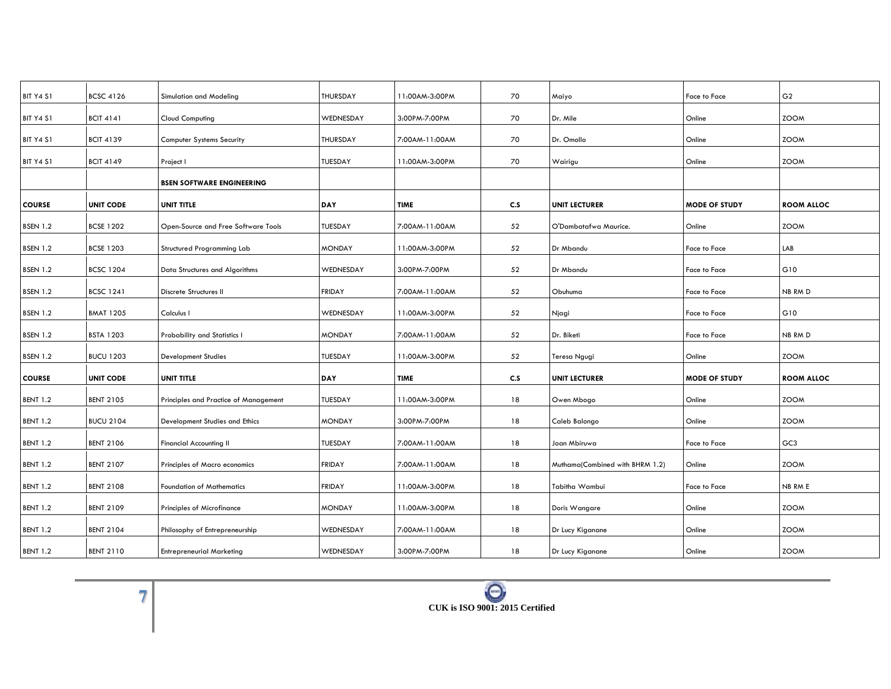| | | | | | | | | |
|---|---|---|---|---|---|---|---|---|
| BIT Y4 S1 | BCSC 4126 | Simulation and Modeling | THURSDAY | 11:00AM-3:00PM | 70 | Maiyo | Face to Face | G2 |
| BIT Y4 S1 | BCIT 4141 | Cloud Computing | WEDNESDAY | 3:00PM-7:00PM | 70 | Dr. Mile | Online | ZOOM |
| BIT Y4 S1 | BCIT 4139 | Computer Systems Security | THURSDAY | 7:00AM-11:00AM | 70 | Dr. Omollo | Online | ZOOM |
| BIT Y4 S1 | BCIT 4149 | Project I | TUESDAY | 11:00AM-3:00PM | 70 | Wairigu | Online | ZOOM |
| | | **BSEN SOFTWARE ENGINEERING** | | | | | | |
| **COURSE** | **UNIT CODE** | **UNIT TITLE** | **DAY** | **TIME** | **C.S** | **UNIT LECTURER** | **MODE OF STUDY** | **ROOM ALLOC** |
| BSEN 1.2 | BCSE 1202 | Open-Source and Free Software Tools | TUESDAY | 7:00AM-11:00AM | 52 | O'Dambatafwa Maurice. | Online | ZOOM |
| BSEN 1.2 | BCSE 1203 | Structured Programming Lab | MONDAY | 11:00AM-3:00PM | 52 | Dr Mbandu | Face to Face | LAB |
| BSEN 1.2 | BCSC 1204 | Data Structures and Algorithms | WEDNESDAY | 3:00PM-7:00PM | 52 | Dr Mbandu | Face to Face | G10 |
| BSEN 1.2 | BCSC 1241 | Discrete Structures II | FRIDAY | 7:00AM-11:00AM | 52 | Obuhuma | Face to Face | NB RM D |
| BSEN 1.2 | BMAT 1205 | Calculus I | WEDNESDAY | 11:00AM-3:00PM | 52 | Njagi | Face to Face | G10 |
| BSEN 1.2 | BSTA 1203 | Probability and Statistics I | MONDAY | 7:00AM-11:00AM | 52 | Dr. Biketi | Face to Face | NB RM D |
| BSEN 1.2 | BUCU 1203 | Development Studies | TUESDAY | 11:00AM-3:00PM | 52 | Teresa Ngugi | Online | ZOOM |
| **COURSE** | **UNIT CODE** | **UNIT TITLE** | **DAY** | **TIME** | **C.S** | **UNIT LECTURER** | **MODE OF STUDY** | **ROOM ALLOC** |
| BENT 1.2 | BENT 2105 | Principles and Practice of Management | TUESDAY | 11:00AM-3:00PM | 18 | Owen Mbogo | Online | ZOOM |
| BENT 1.2 | BUCU 2104 | Development Studies and Ethics | MONDAY | 3:00PM-7:00PM | 18 | Caleb Balongo | Online | ZOOM |
| BENT 1.2 | BENT 2106 | Financial Accounting II | TUESDAY | 7:00AM-11:00AM | 18 | Joan Mbiruwa | Face to Face | GC3 |
| BENT 1.2 | BENT 2107 | Principles of Macro economics | FRIDAY | 7:00AM-11:00AM | 18 | Muthama(Combined with BHRM 1.2) | Online | ZOOM |
| BENT 1.2 | BENT 2108 | Foundation of Mathematics | FRIDAY | 11:00AM-3:00PM | 18 | Tabitha Wambui | Face to Face | NB RM E |
| BENT 1.2 | BENT 2109 | Principles of Microfinance | MONDAY | 11:00AM-3:00PM | 18 | Doris Wangare | Online | ZOOM |
| BENT 1.2 | BENT 2104 | Philosophy of Entrepreneurship | WEDNESDAY | 7:00AM-11:00AM | 18 | Dr Lucy Kiganane | Online | ZOOM |
| BENT 1.2 | BENT 2110 | Entrepreneurial Marketing | WEDNESDAY | 3:00PM-7:00PM | 18 | Dr Lucy Kiganane | Online | ZOOM |

CUK is ISO 9001: 2015 Certified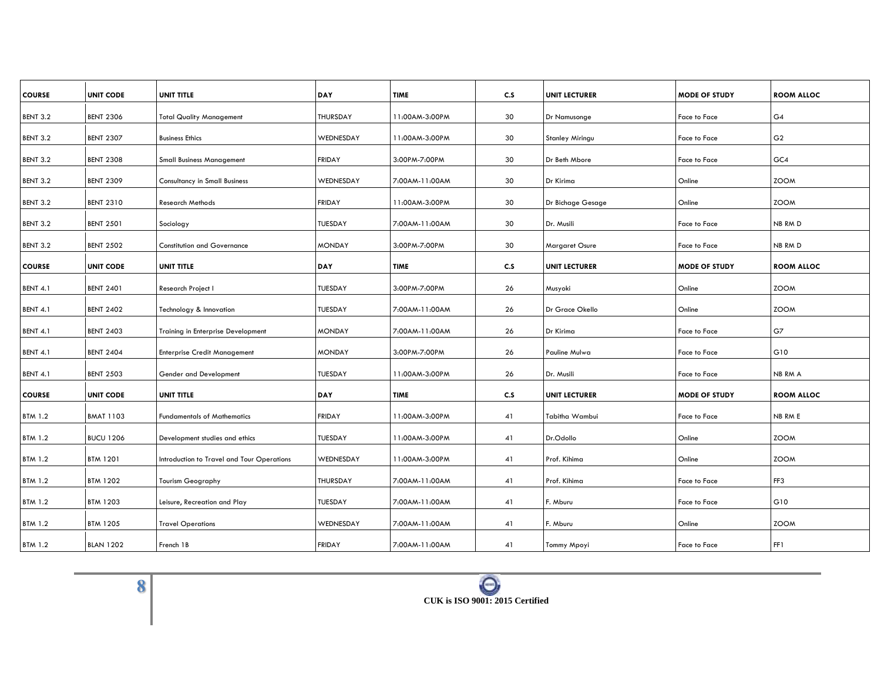| COURSE | UNIT CODE | UNIT TITLE | DAY | TIME | C.S | UNIT LECTURER | MODE OF STUDY | ROOM ALLOC |
|---|---|---|---|---|---|---|---|---|
| BENT 3.2 | BENT 2306 | Total Quality Management | THURSDAY | 11:00AM-3:00PM | 30 | Dr Namusonge | Face to Face | G4 |
| BENT 3.2 | BENT 2307 | Business Ethics | WEDNESDAY | 11:00AM-3:00PM | 30 | Stanley Miringu | Face to Face | G2 |
| BENT 3.2 | BENT 2308 | Small Business Management | FRIDAY | 3:00PM-7:00PM | 30 | Dr Beth Mbore | Face to Face | GC4 |
| BENT 3.2 | BENT 2309 | Consultancy in Small Business | WEDNESDAY | 7:00AM-11:00AM | 30 | Dr Kirima | Online | ZOOM |
| BENT 3.2 | BENT 2310 | Research Methods | FRIDAY | 11:00AM-3:00PM | 30 | Dr Bichage Gesage | Online | ZOOM |
| BENT 3.2 | BENT 2501 | Sociology | TUESDAY | 7:00AM-11:00AM | 30 | Dr. Musili | Face to Face | NB RM D |
| BENT 3.2 | BENT 2502 | Constitution and Governance | MONDAY | 3:00PM-7:00PM | 30 | Margaret Osure | Face to Face | NB RM D |
| **COURSE** | **UNIT CODE** | **UNIT TITLE** | **DAY** | **TIME** | **C.S** | **UNIT LECTURER** | **MODE OF STUDY** | **ROOM ALLOC** |
| BENT 4.1 | BENT 2401 | Research Project I | TUESDAY | 3:00PM-7:00PM | 26 | Musyoki | Online | ZOOM |
| BENT 4.1 | BENT 2402 | Technology & Innovation | TUESDAY | 7:00AM-11:00AM | 26 | Dr Grace Okello | Online | ZOOM |
| BENT 4.1 | BENT 2403 | Training in Enterprise Development | MONDAY | 7:00AM-11:00AM | 26 | Dr Kirima | Face to Face | G7 |
| BENT 4.1 | BENT 2404 | Enterprise Credit Management | MONDAY | 3:00PM-7:00PM | 26 | Pauline Mulwa | Face to Face | G10 |
| BENT 4.1 | BENT 2503 | Gender and Development | TUESDAY | 11:00AM-3:00PM | 26 | Dr. Musili | Face to Face | NB RM A |
| **COURSE** | **UNIT CODE** | **UNIT TITLE** | **DAY** | **TIME** | **C.S** | **UNIT LECTURER** | **MODE OF STUDY** | **ROOM ALLOC** |
| BTM 1.2 | BMAT 1103 | Fundamentals of Mathematics | FRIDAY | 11:00AM-3:00PM | 41 | Tabitha Wambui | Face to Face | NB RM E |
| BTM 1.2 | BUCU 1206 | Development studies and ethics | TUESDAY | 11:00AM-3:00PM | 41 | Dr.Odollo | Online | ZOOM |
| BTM 1.2 | BTM 1201 | Introduction to Travel and Tour Operations | WEDNESDAY | 11:00AM-3:00PM | 41 | Prof. Kihima | Online | ZOOM |
| BTM 1.2 | BTM 1202 | Tourism Geography | THURSDAY | 7:00AM-11:00AM | 41 | Prof. Kihima | Face to Face | FF3 |
| BTM 1.2 | BTM 1203 | Leisure, Recreation and Play | TUESDAY | 7:00AM-11:00AM | 41 | F. Mburu | Face to Face | G10 |
| BTM 1.2 | BTM 1205 | Travel Operations | WEDNESDAY | 7:00AM-11:00AM | 41 | F. Mburu | Online | ZOOM |
| BTM 1.2 | BLAN 1202 | French 1B | FRIDAY | 7:00AM-11:00AM | 41 | Tommy Mpoyi | Face to Face | FF1 |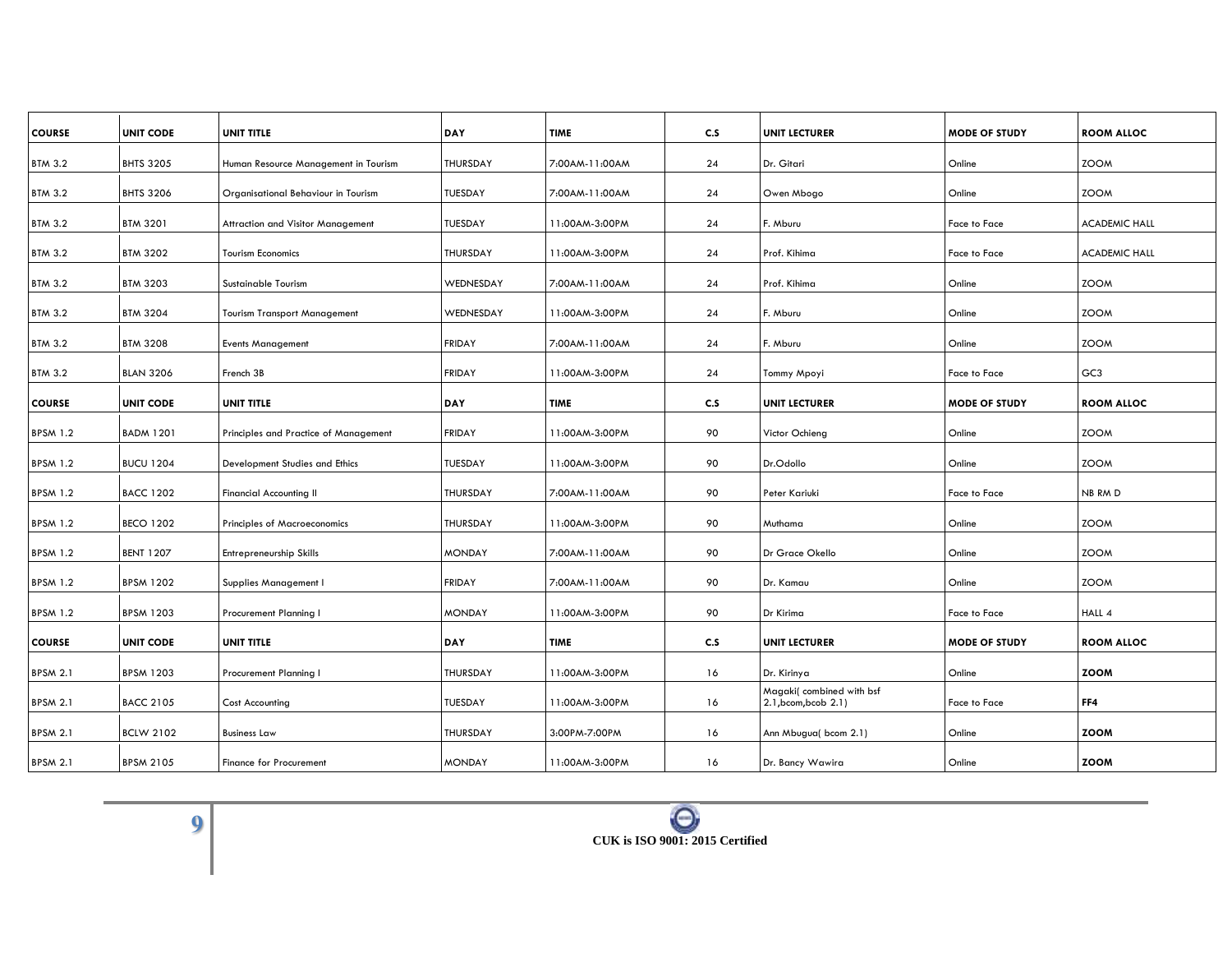| COURSE | UNIT CODE | UNIT TITLE | DAY | TIME | C.S | UNIT LECTURER | MODE OF STUDY | ROOM ALLOC |
|---|---|---|---|---|---|---|---|---|
| BTM 3.2 | BHTS 3205 | Human Resource Management in Tourism | THURSDAY | 7:00AM-11:00AM | 24 | Dr. Gitari | Online | ZOOM |
| BTM 3.2 | BHTS 3206 | Organisational Behaviour in Tourism | TUESDAY | 7:00AM-11:00AM | 24 | Owen Mbogo | Online | ZOOM |
| BTM 3.2 | BTM 3201 | Attraction and Visitor Management | TUESDAY | 11:00AM-3:00PM | 24 | F. Mburu | Face to Face | ACADEMIC HALL |
| BTM 3.2 | BTM 3202 | Tourism Economics | THURSDAY | 11:00AM-3:00PM | 24 | Prof. Kihima | Face to Face | ACADEMIC HALL |
| BTM 3.2 | BTM 3203 | Sustainable Tourism | WEDNESDAY | 7:00AM-11:00AM | 24 | Prof. Kihima | Online | ZOOM |
| BTM 3.2 | BTM 3204 | Tourism Transport Management | WEDNESDAY | 11:00AM-3:00PM | 24 | F. Mburu | Online | ZOOM |
| BTM 3.2 | BTM 3208 | Events Management | FRIDAY | 7:00AM-11:00AM | 24 | F. Mburu | Online | ZOOM |
| BTM 3.2 | BLAN 3206 | French 3B | FRIDAY | 11:00AM-3:00PM | 24 | Tommy Mpoyi | Face to Face | GC3 |
| **COURSE** | **UNIT CODE** | **UNIT TITLE** | **DAY** | **TIME** | **C.S** | **UNIT LECTURER** | **MODE OF STUDY** | **ROOM ALLOC** |
| BPSM 1.2 | BADM 1201 | Principles and Practice of Management | FRIDAY | 11:00AM-3:00PM | 90 | Victor Ochieng | Online | ZOOM |
| BPSM 1.2 | BUCU 1204 | Development Studies and Ethics | TUESDAY | 11:00AM-3:00PM | 90 | Dr.Odollo | Online | ZOOM |
| BPSM 1.2 | BACC 1202 | Financial Accounting II | THURSDAY | 7:00AM-11:00AM | 90 | Peter Kariuki | Face to Face | NB RM D |
| BPSM 1.2 | BECO 1202 | Principles of Macroeconomics | THURSDAY | 11:00AM-3:00PM | 90 | Muthama | Online | ZOOM |
| BPSM 1.2 | BENT 1207 | Entrepreneurship Skills | MONDAY | 7:00AM-11:00AM | 90 | Dr Grace Okello | Online | ZOOM |
| BPSM 1.2 | BPSM 1202 | Supplies Management I | FRIDAY | 7:00AM-11:00AM | 90 | Dr. Kamau | Online | ZOOM |
| BPSM 1.2 | BPSM 1203 | Procurement Planning I | MONDAY | 11:00AM-3:00PM | 90 | Dr Kirima | Face to Face | HALL 4 |
| **COURSE** | **UNIT CODE** | **UNIT TITLE** | **DAY** | **TIME** | **C.S** | **UNIT LECTURER** | **MODE OF STUDY** | **ROOM ALLOC** |
| BPSM 2.1 | BPSM 1203 | Procurement Planning I | THURSDAY | 11:00AM-3:00PM | 16 | Dr. Kirinya | Online | **ZOOM** |
| BPSM 2.1 | BACC 2105 | Cost Accounting | TUESDAY | 11:00AM-3:00PM | 16 | Magaki( combined with bsf 2.1,bcom,bcob 2.1) | Face to Face | **FF4** |
| BPSM 2.1 | BCLW 2102 | Business Law | THURSDAY | 3:00PM-7:00PM | 16 | Ann Mbugua( bcom 2.1) | Online | **ZOOM** |
| BPSM 2.1 | BPSM 2105 | Finance for Procurement | MONDAY | 11:00AM-3:00PM | 16 | Dr. Bancy Wawira | Online | **ZOOM** |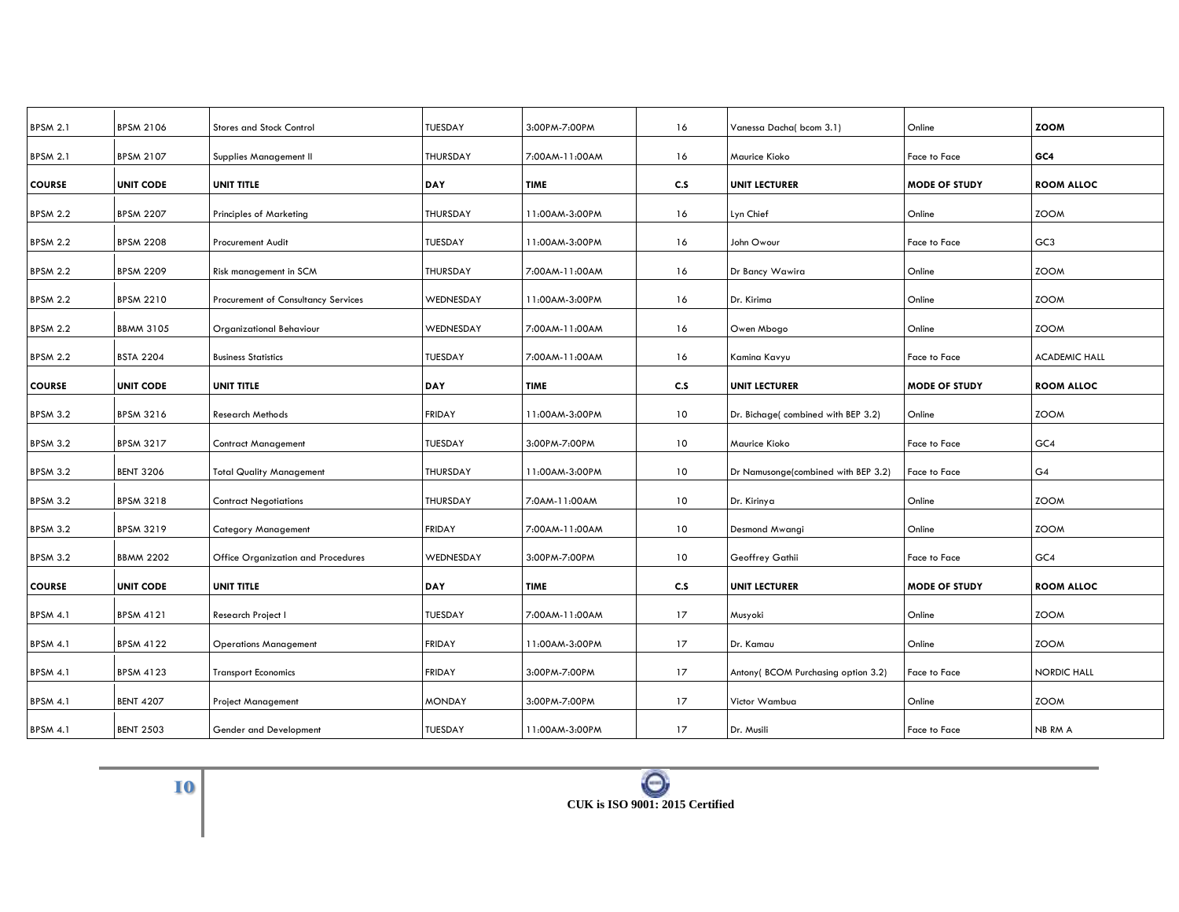| BPSM 2.1 | BPSM 2106 | Stores and Stock Control | TUESDAY | 3:00PM-7:00PM | 16 | Vanessa Dacha( bcom 3.1) | Online | **ZOOM** |
|---|---|---|---|---|---|---|---|---|
| BPSM 2.1 | BPSM 2107 | Supplies Management II | THURSDAY | 7:00AM-11:00AM | 16 | Maurice Kioko | Face to Face | **GC4** |
| **COURSE** | **UNIT CODE** | **UNIT TITLE** | **DAY** | **TIME** | **C.S** | **UNIT LECTURER** | **MODE OF STUDY** | **ROOM ALLOC** |
| BPSM 2.2 | BPSM 2207 | Principles of Marketing | THURSDAY | 11:00AM-3:00PM | 16 | Lyn Chief | Online | ZOOM |
| BPSM 2.2 | BPSM 2208 | Procurement Audit | TUESDAY | 11:00AM-3:00PM | 16 | John Owour | Face to Face | GC3 |
| BPSM 2.2 | BPSM 2209 | Risk management in SCM | THURSDAY | 7:00AM-11:00AM | 16 | Dr Bancy Wawira | Online | ZOOM |
| BPSM 2.2 | BPSM 2210 | Procurement of Consultancy Services | WEDNESDAY | 11:00AM-3:00PM | 16 | Dr. Kirima | Online | ZOOM |
| BPSM 2.2 | BBMM 3105 | Organizational Behaviour | WEDNESDAY | 7:00AM-11:00AM | 16 | Owen Mbogo | Online | ZOOM |
| BPSM 2.2 | BSTA 2204 | Business Statistics | TUESDAY | 7:00AM-11:00AM | 16 | Kamina Kavyu | Face to Face | ACADEMIC HALL |
| **COURSE** | **UNIT CODE** | **UNIT TITLE** | **DAY** | **TIME** | **C.S** | **UNIT LECTURER** | **MODE OF STUDY** | **ROOM ALLOC** |
| BPSM 3.2 | BPSM 3216 | Research Methods | FRIDAY | 11:00AM-3:00PM | 10 | Dr. Bichage( combined with BEP 3.2) | Online | ZOOM |
| BPSM 3.2 | BPSM 3217 | Contract Management | TUESDAY | 3:00PM-7:00PM | 10 | Maurice Kioko | Face to Face | GC4 |
| BPSM 3.2 | BENT 3206 | Total Quality Management | THURSDAY | 11:00AM-3:00PM | 10 | Dr Namusonge(combined with BEP 3.2) | Face to Face | G4 |
| BPSM 3.2 | BPSM 3218 | Contract Negotiations | THURSDAY | 7:0AM-11:00AM | 10 | Dr. Kirinya | Online | ZOOM |
| BPSM 3.2 | BPSM 3219 | Category Management | FRIDAY | 7:00AM-11:00AM | 10 | Desmond Mwangi | Online | ZOOM |
| BPSM 3.2 | BBMM 2202 | Office Organization and Procedures | WEDNESDAY | 3:00PM-7:00PM | 10 | Geoffrey Gathii | Face to Face | GC4 |
| **COURSE** | **UNIT CODE** | **UNIT TITLE** | **DAY** | **TIME** | **C.S** | **UNIT LECTURER** | **MODE OF STUDY** | **ROOM ALLOC** |
| BPSM 4.1 | BPSM 4121 | Research Project I | TUESDAY | 7:00AM-11:00AM | 17 | Musyoki | Online | ZOOM |
| BPSM 4.1 | BPSM 4122 | Operations Management | FRIDAY | 11:00AM-3:00PM | 17 | Dr. Kamau | Online | ZOOM |
| BPSM 4.1 | BPSM 4123 | Transport Economics | FRIDAY | 3:00PM-7:00PM | 17 | Antony( BCOM Purchasing option 3.2) | Face to Face | NORDIC HALL |
| BPSM 4.1 | BENT 4207 | Project Management | MONDAY | 3:00PM-7:00PM | 17 | Victor Wambua | Online | ZOOM |
| BPSM 4.1 | BENT 2503 | Gender and Development | TUESDAY | 11:00AM-3:00PM | 17 | Dr. Musili | Face to Face | NB RM A |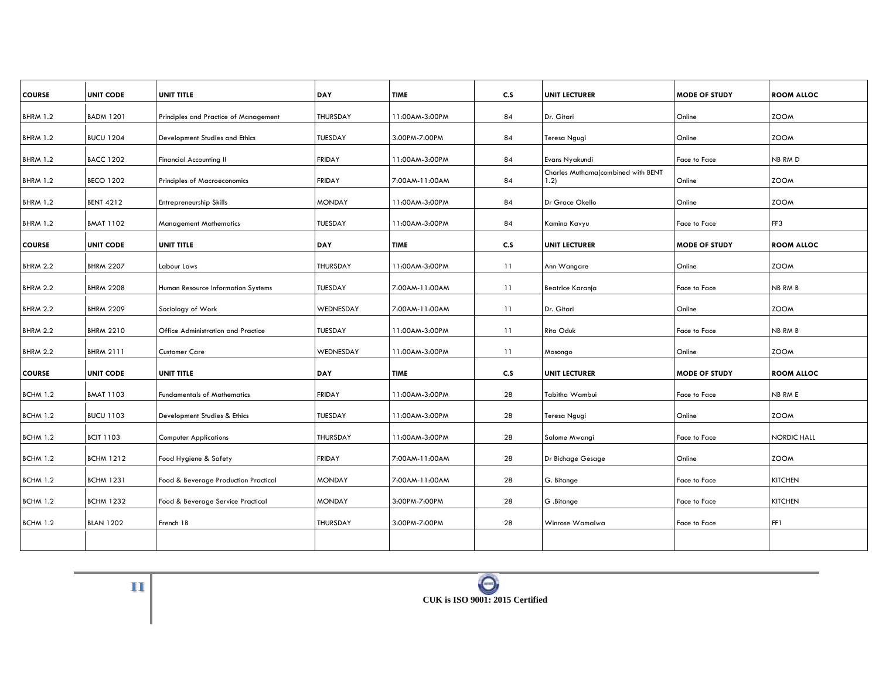| COURSE | UNIT CODE | UNIT TITLE | DAY | TIME | C.S | UNIT LECTURER | MODE OF STUDY | ROOM ALLOC |
|---|---|---|---|---|---|---|---|---|
| BHRM 1.2 | BADM 1201 | Principles and Practice of Management | THURSDAY | 11:00AM-3:00PM | 84 | Dr. Gitari | Online | ZOOM |
| BHRM 1.2 | BUCU 1204 | Development Studies and Ethics | TUESDAY | 3:00PM-7:00PM | 84 | Teresa Ngugi | Online | ZOOM |
| BHRM 1.2 | BACC 1202 | Financial Accounting II | FRIDAY | 11:00AM-3:00PM | 84 | Evans Nyakundi | Face to Face | NB RM D |
| BHRM 1.2 | BECO 1202 | Principles of Macroeconomics | FRIDAY | 7:00AM-11:00AM | 84 | Charles Muthama(combined with BENT 1.2) | Online | ZOOM |
| BHRM 1.2 | BENT 4212 | Entrepreneurship Skills | MONDAY | 11:00AM-3:00PM | 84 | Dr Grace Okello | Online | ZOOM |
| BHRM 1.2 | BMAT 1102 | Management Mathematics | TUESDAY | 11:00AM-3:00PM | 84 | Kamina Kavyu | Face to Face | FF3 |
| **COURSE** | **UNIT CODE** | **UNIT TITLE** | **DAY** | **TIME** | **C.S** | **UNIT LECTURER** | **MODE OF STUDY** | **ROOM ALLOC** |
| BHRM 2.2 | BHRM 2207 | Labour Laws | THURSDAY | 11:00AM-3:00PM | 11 | Ann Wangare | Online | ZOOM |
| BHRM 2.2 | BHRM 2208 | Human Resource Information Systems | TUESDAY | 7:00AM-11:00AM | 11 | Beatrice Karanja | Face to Face | NB RM B |
| BHRM 2.2 | BHRM 2209 | Sociology of Work | WEDNESDAY | 7:00AM-11:00AM | 11 | Dr. Gitari | Online | ZOOM |
| BHRM 2.2 | BHRM 2210 | Office Administration and Practice | TUESDAY | 11:00AM-3:00PM | 11 | Rita Oduk | Face to Face | NB RM B |
| BHRM 2.2 | BHRM 2111 | Customer Care | WEDNESDAY | 11:00AM-3:00PM | 11 | Mosongo | Online | ZOOM |
| **COURSE** | **UNIT CODE** | **UNIT TITLE** | **DAY** | **TIME** | **C.S** | **UNIT LECTURER** | **MODE OF STUDY** | **ROOM ALLOC** |
| BCHM 1.2 | BMAT 1103 | Fundamentals of Mathematics | FRIDAY | 11:00AM-3:00PM | 28 | Tabitha Wambui | Face to Face | NB RM E |
| BCHM 1.2 | BUCU 1103 | Development Studies & Ethics | TUESDAY | 11:00AM-3:00PM | 28 | Teresa Ngugi | Online | ZOOM |
| BCHM 1.2 | BCIT 1103 | Computer Applications | THURSDAY | 11:00AM-3:00PM | 28 | Salome Mwangi | Face to Face | NORDIC HALL |
| BCHM 1.2 | BCHM 1212 | Food Hygiene & Safety | FRIDAY | 7:00AM-11:00AM | 28 | Dr Bichage Gesage | Online | ZOOM |
| BCHM 1.2 | BCHM 1231 | Food & Beverage Production Practical | MONDAY | 7:00AM-11:00AM | 28 | G. Bitange | Face to Face | KITCHEN |
| BCHM 1.2 | BCHM 1232 | Food & Beverage Service Practical | MONDAY | 3:00PM-7:00PM | 28 | G .Bitange | Face to Face | KITCHEN |
| BCHM 1.2 | BLAN 1202 | French 1B | THURSDAY | 3:00PM-7:00PM | 28 | Winrose Wamalwa | Face to Face | FF1 |
| | | | | | | | | |

CUK is ISO 9001: 2015 Certified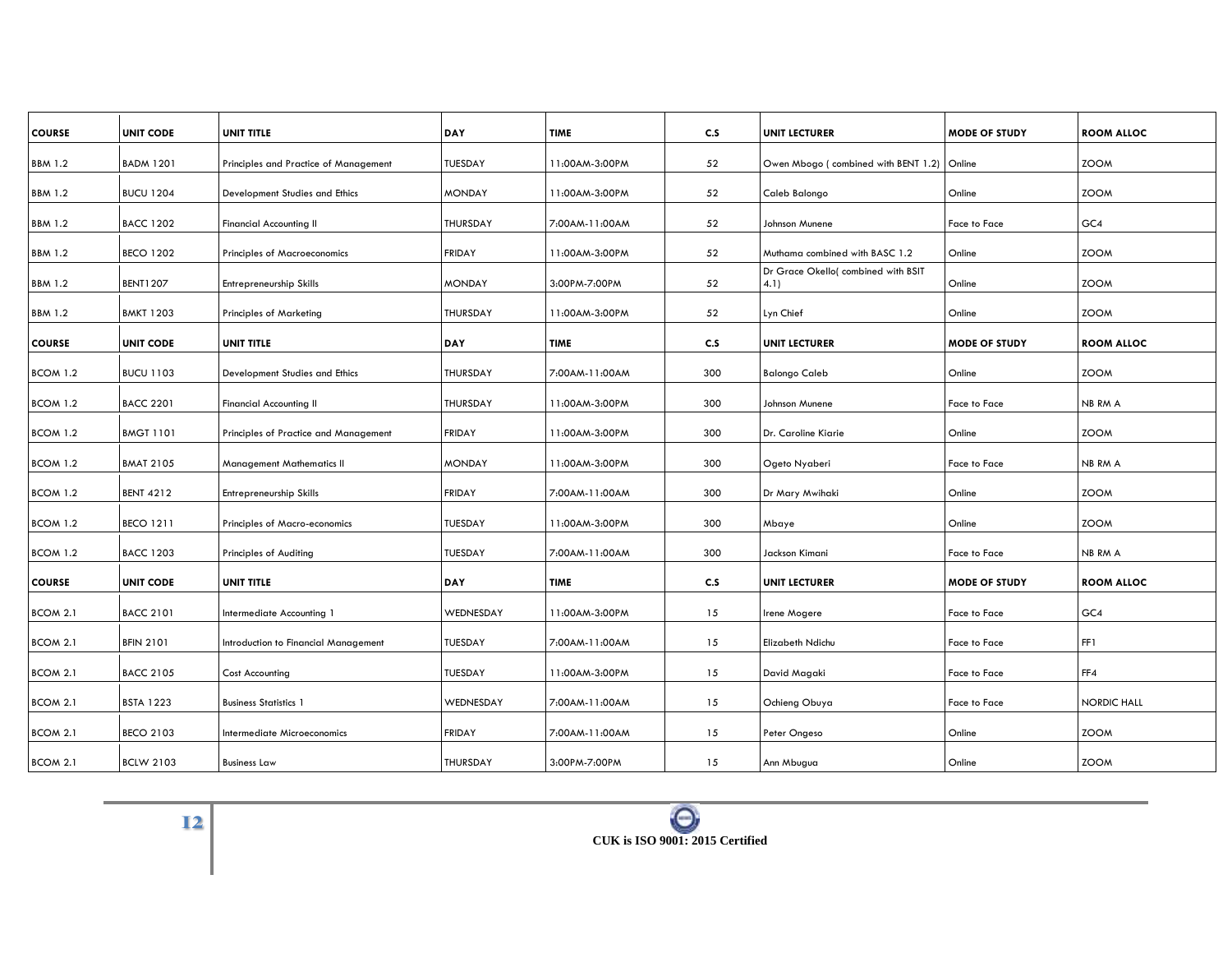| COURSE | UNIT CODE | UNIT TITLE | DAY | TIME | C.S | UNIT LECTURER | MODE OF STUDY | ROOM ALLOC |
|---|---|---|---|---|---|---|---|---|
| BBM 1.2 | BADM 1201 | Principles and Practice of Management | TUESDAY | 11:00AM-3:00PM | 52 | Owen Mbogo ( combined with BENT 1.2) | Online | ZOOM |
| BBM 1.2 | BUCU 1204 | Development Studies and Ethics | MONDAY | 11:00AM-3:00PM | 52 | Caleb Balongo | Online | ZOOM |
| BBM 1.2 | BACC 1202 | Financial Accounting II | THURSDAY | 7:00AM-11:00AM | 52 | Johnson Munene | Face to Face | GC4 |
| BBM 1.2 | BECO 1202 | Principles of Macroeconomics | FRIDAY | 11:00AM-3:00PM | 52 | Muthama combined with BASC 1.2 | Online | ZOOM |
| BBM 1.2 | BENT1207 | Entrepreneurship Skills | MONDAY | 3:00PM-7:00PM | 52 | Dr Grace Okello( combined with BSIT 4.1) | Online | ZOOM |
| BBM 1.2 | BMKT 1203 | Principles of Marketing | THURSDAY | 11:00AM-3:00PM | 52 | Lyn Chief | Online | ZOOM |
| **COURSE** | **UNIT CODE** | **UNIT TITLE** | **DAY** | **TIME** | **C.S** | **UNIT LECTURER** | **MODE OF STUDY** | **ROOM ALLOC** |
| BCOM 1.2 | BUCU 1103 | Development Studies and Ethics | THURSDAY | 7:00AM-11:00AM | 300 | Balongo Caleb | Online | ZOOM |
| BCOM 1.2 | BACC 2201 | Financial Accounting II | THURSDAY | 11:00AM-3:00PM | 300 | Johnson Munene | Face to Face | NB RM A |
| BCOM 1.2 | BMGT 1101 | Principles of Practice and Management | FRIDAY | 11:00AM-3:00PM | 300 | Dr. Caroline Kiarie | Online | ZOOM |
| BCOM 1.2 | BMAT 2105 | Management Mathematics II | MONDAY | 11:00AM-3:00PM | 300 | Ogeto Nyaberi | Face to Face | NB RM A |
| BCOM 1.2 | BENT 4212 | Entrepreneurship Skills | FRIDAY | 7:00AM-11:00AM | 300 | Dr Mary Mwihaki | Online | ZOOM |
| BCOM 1.2 | BECO 1211 | Principles of Macro-economics | TUESDAY | 11:00AM-3:00PM | 300 | Mbaye | Online | ZOOM |
| BCOM 1.2 | BACC 1203 | Principles of Auditing | TUESDAY | 7:00AM-11:00AM | 300 | Jackson Kimani | Face to Face | NB RM A |
| **COURSE** | **UNIT CODE** | **UNIT TITLE** | **DAY** | **TIME** | **C.S** | **UNIT LECTURER** | **MODE OF STUDY** | **ROOM ALLOC** |
| BCOM 2.1 | BACC 2101 | Intermediate Accounting 1 | WEDNESDAY | 11:00AM-3:00PM | 15 | Irene Mogere | Face to Face | GC4 |
| BCOM 2.1 | BFIN 2101 | Introduction to Financial Management | TUESDAY | 7:00AM-11:00AM | 15 | Elizabeth Ndichu | Face to Face | FF1 |
| BCOM 2.1 | BACC 2105 | Cost Accounting | TUESDAY | 11:00AM-3:00PM | 15 | David Magaki | Face to Face | FF4 |
| BCOM 2.1 | BSTA 1223 | Business Statistics 1 | WEDNESDAY | 7:00AM-11:00AM | 15 | Ochieng Obuya | Face to Face | NORDIC HALL |
| BCOM 2.1 | BECO 2103 | Intermediate Microeconomics | FRIDAY | 7:00AM-11:00AM | 15 | Peter Ongeso | Online | ZOOM |
| BCOM 2.1 | BCLW 2103 | Business Law | THURSDAY | 3:00PM-7:00PM | 15 | Ann Mbugua | Online | ZOOM |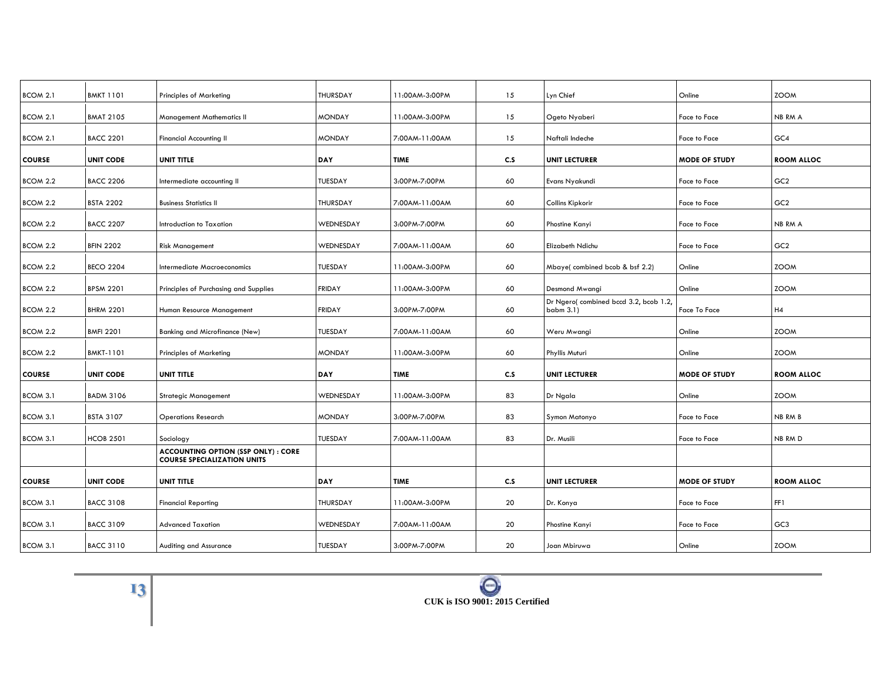| | | | | | | | | |
|---|---|---|---|---|---|---|---|---|
| BCOM 2.1 | BMKT 1101 | Principles of Marketing | THURSDAY | 11:00AM-3:00PM | 15 | Lyn Chief | Online | ZOOM |
| BCOM 2.1 | BMAT 2105 | Management Mathematics II | MONDAY | 11:00AM-3:00PM | 15 | Ogeto Nyaberi | Face to Face | NB RM A |
| BCOM 2.1 | BACC 2201 | Financial Accounting II | MONDAY | 7:00AM-11:00AM | 15 | Naftali Indeche | Face to Face | GC4 |
| **COURSE** | **UNIT CODE** | **UNIT TITLE** | **DAY** | **TIME** | **C.S** | **UNIT LECTURER** | **MODE OF STUDY** | **ROOM ALLOC** |
| BCOM 2.2 | BACC 2206 | Intermediate accounting II | TUESDAY | 3:00PM-7:00PM | 60 | Evans Nyakundi | Face to Face | GC2 |
| BCOM 2.2 | BSTA 2202 | Business Statistics II | THURSDAY | 7:00AM-11:00AM | 60 | Collins Kipkorir | Face to Face | GC2 |
| BCOM 2.2 | BACC 2207 | Introduction to Taxation | WEDNESDAY | 3:00PM-7:00PM | 60 | Phostine Kanyi | Face to Face | NB RM A |
| BCOM 2.2 | BFIN 2202 | Risk Management | WEDNESDAY | 7:00AM-11:00AM | 60 | Elizabeth Ndichu | Face to Face | GC2 |
| BCOM 2.2 | BECO 2204 | Intermediate Macroeconomics | TUESDAY | 11:00AM-3:00PM | 60 | Mbaye( combined bcob & bsf 2.2) | Online | ZOOM |
| BCOM 2.2 | BPSM 2201 | Principles of Purchasing and Supplies | FRIDAY | 11:00AM-3:00PM | 60 | Desmond Mwangi | Online | ZOOM |
| BCOM 2.2 | BHRM 2201 | Human Resource Management | FRIDAY | 3:00PM-7:00PM | 60 | Dr Ngero( combined bccd 3.2, bcob 1.2, babm 3.1) | Face To Face | H4 |
| BCOM 2.2 | BMFI 2201 | Banking and Microfinance (New) | TUESDAY | 7:00AM-11:00AM | 60 | Weru Mwangi | Online | ZOOM |
| BCOM 2.2 | BMKT-1101 | Principles of Marketing | MONDAY | 11:00AM-3:00PM | 60 | Phyllis Muturi | Online | ZOOM |
| **COURSE** | **UNIT CODE** | **UNIT TITLE** | **DAY** | **TIME** | **C.S** | **UNIT LECTURER** | **MODE OF STUDY** | **ROOM ALLOC** |
| BCOM 3.1 | BADM 3106 | Strategic Management | WEDNESDAY | 11:00AM-3:00PM | 83 | Dr Ngala | Online | ZOOM |
| BCOM 3.1 | BSTA 3107 | Operations Research | MONDAY | 3:00PM-7:00PM | 83 | Symon Matonyo | Face to Face | NB RM B |
| BCOM 3.1 | HCOB 2501 | Sociology | TUESDAY | 7:00AM-11:00AM | 83 | Dr. Musili | Face to Face | NB RM D |
| | | **ACCOUNTING OPTION (SSP ONLY) : CORE COURSE SPECIALIZATION UNITS** | | | | | | |
| **COURSE** | **UNIT CODE** | **UNIT TITLE** | **DAY** | **TIME** | **C.S** | **UNIT LECTURER** | **MODE OF STUDY** | **ROOM ALLOC** |
| BCOM 3.1 | BACC 3108 | Financial Reporting | THURSDAY | 11:00AM-3:00PM | 20 | Dr. Konya | Face to Face | FF1 |
| BCOM 3.1 | BACC 3109 | Advanced Taxation | WEDNESDAY | 7:00AM-11:00AM | 20 | Phostine Kanyi | Face to Face | GC3 |
| BCOM 3.1 | BACC 3110 | Auditing and Assurance | TUESDAY | 3:00PM-7:00PM | 20 | Joan Mbiruwa | Online | ZOOM |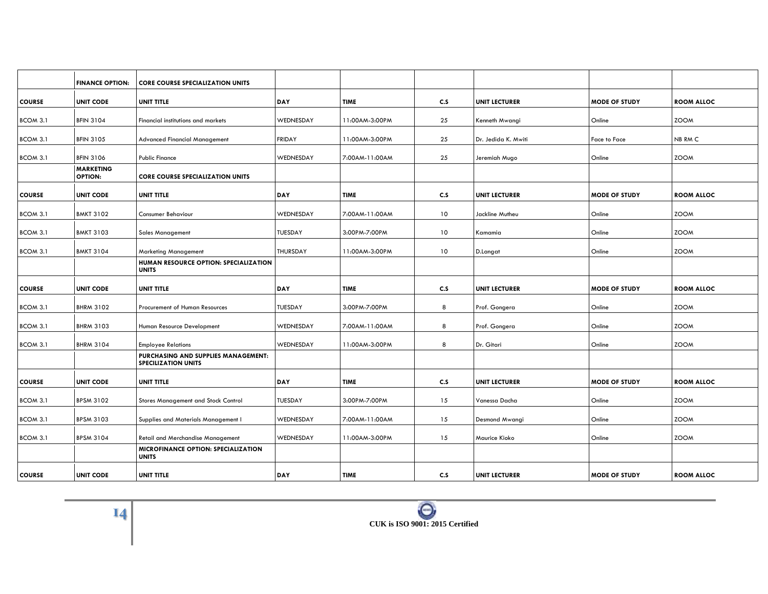| | FINANCE OPTION: | CORE COURSE SPECIALIZATION UNITS | | | | | | |
|---|---|---|---|---|---|---|---|---|
| **COURSE** | **UNIT CODE** | **UNIT TITLE** | **DAY** | **TIME** | **C.S** | **UNIT LECTURER** | **MODE OF STUDY** | **ROOM ALLOC** |
| BCOM 3.1 | BFIN 3104 | Financial institutions and markets | WEDNESDAY | 11:00AM-3:00PM | 25 | Kenneth Mwangi | Online | ZOOM |
| BCOM 3.1 | BFIN 3105 | Advanced Financial Management | FRIDAY | 11:00AM-3:00PM | 25 | Dr. Jedida K. Mwiti | Face to Face | NB RM C |
| BCOM 3.1 | BFIN 3106 | Public Finance | WEDNESDAY | 7:00AM-11:00AM | 25 | Jeremiah Mugo | Online | ZOOM |
| | **MARKETING OPTION:** | **CORE COURSE SPECIALIZATION UNITS** | | | | | | |
| **COURSE** | **UNIT CODE** | **UNIT TITLE** | **DAY** | **TIME** | **C.S** | **UNIT LECTURER** | **MODE OF STUDY** | **ROOM ALLOC** |
| BCOM 3.1 | BMKT 3102 | Consumer Behaviour | WEDNESDAY | 7:00AM-11:00AM | 10 | Jackline Mutheu | Online | ZOOM |
| BCOM 3.1 | BMKT 3103 | Sales Management | TUESDAY | 3:00PM-7:00PM | 10 | Kamamia | Online | ZOOM |
| BCOM 3.1 | BMKT 3104 | Marketing Management | THURSDAY | 11:00AM-3:00PM | 10 | D.Langat | Online | ZOOM |
| | | **HUMAN RESOURCE OPTION: SPECIALIZATION UNITS** | | | | | | |
| **COURSE** | **UNIT CODE** | **UNIT TITLE** | **DAY** | **TIME** | **C.S** | **UNIT LECTURER** | **MODE OF STUDY** | **ROOM ALLOC** |
| BCOM 3.1 | BHRM 3102 | Procurement of Human Resources | TUESDAY | 3:00PM-7:00PM | 8 | Prof. Gongera | Online | ZOOM |
| BCOM 3.1 | BHRM 3103 | Human Resource Development | WEDNESDAY | 7:00AM-11:00AM | 8 | Prof. Gongera | Online | ZOOM |
| BCOM 3.1 | BHRM 3104 | Employee Relations | WEDNESDAY | 11:00AM-3:00PM | 8 | Dr. Gitari | Online | ZOOM |
| | | **PURCHASING AND SUPPLIES MANAGEMENT: SPECILIZATION UNITS** | | | | | | |
| **COURSE** | **UNIT CODE** | **UNIT TITLE** | **DAY** | **TIME** | **C.S** | **UNIT LECTURER** | **MODE OF STUDY** | **ROOM ALLOC** |
| BCOM 3.1 | BPSM 3102 | Stores Management and Stock Control | TUESDAY | 3:00PM-7:00PM | 15 | Vanessa Dacha | Online | ZOOM |
| BCOM 3.1 | BPSM 3103 | Supplies and Materials Management I | WEDNESDAY | 7:00AM-11:00AM | 15 | Desmond Mwangi | Online | ZOOM |
| BCOM 3.1 | BPSM 3104 | Retail and Merchandise Management | WEDNESDAY | 11:00AM-3:00PM | 15 | Maurice Kioko | Online | ZOOM |
| | | **MICROFINANCE OPTION: SPECIALIZATION UNITS** | | | | | | |
| **COURSE** | **UNIT CODE** | **UNIT TITLE** | **DAY** | **TIME** | **C.S** | **UNIT LECTURER** | **MODE OF STUDY** | **ROOM ALLOC** |

CUK is ISO 9001: 2015 Certified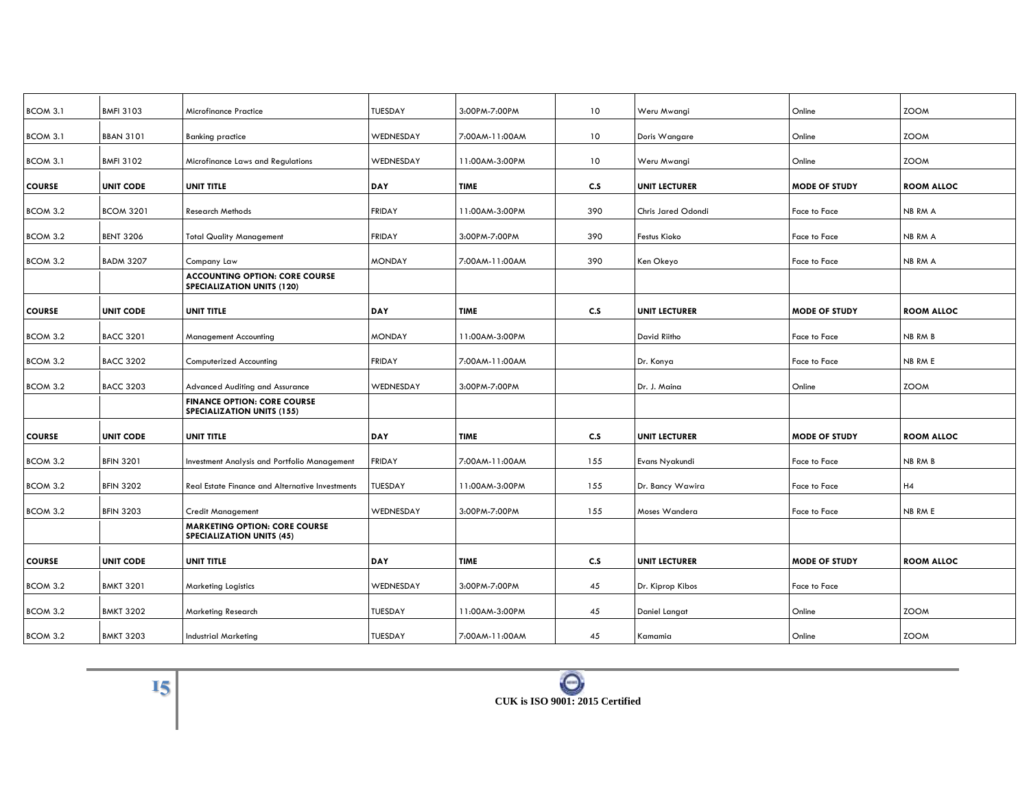| BCOM 3.1 | BMFI 3103 | Microfinance Practice | TUESDAY | 3:00PM-7:00PM | 10 | Weru Mwangi | Online | ZOOM |
|---|---|---|---|---|---|---|---|---|
| BCOM 3.1 | BBAN 3101 | Banking practice | WEDNESDAY | 7:00AM-11:00AM | 10 | Doris Wangare | Online | ZOOM |
| BCOM 3.1 | BMFI 3102 | Microfinance Laws and Regulations | WEDNESDAY | 11:00AM-3:00PM | 10 | Weru Mwangi | Online | ZOOM |
| **COURSE** | **UNIT CODE** | **UNIT TITLE** | **DAY** | **TIME** | **C.S** | **UNIT LECTURER** | **MODE OF STUDY** | **ROOM ALLOC** |
| BCOM 3.2 | BCOM 3201 | Research Methods | FRIDAY | 11:00AM-3:00PM | 390 | Chris Jared Odondi | Face to Face | NB RM A |
| BCOM 3.2 | BENT 3206 | Total Quality Management | FRIDAY | 3:00PM-7:00PM | 390 | Festus Kioko | Face to Face | NB RM A |
| BCOM 3.2 | BADM 3207 | Company Law | MONDAY | 7:00AM-11:00AM | 390 | Ken Okeyo | Face to Face | NB RM A |
| | | **ACCOUNTING OPTION: CORE COURSE SPECIALIZATION UNITS (120)** | | | | | | |
| **COURSE** | **UNIT CODE** | **UNIT TITLE** | **DAY** | **TIME** | **C.S** | **UNIT LECTURER** | **MODE OF STUDY** | **ROOM ALLOC** |
| BCOM 3.2 | BACC 3201 | Management Accounting | MONDAY | 11:00AM-3:00PM | | David Riitho | Face to Face | NB RM B |
| BCOM 3.2 | BACC 3202 | Computerized Accounting | FRIDAY | 7:00AM-11:00AM | | Dr. Konya | Face to Face | NB RM E |
| BCOM 3.2 | BACC 3203 | Advanced Auditing and Assurance | WEDNESDAY | 3:00PM-7:00PM | | Dr. J. Maina | Online | ZOOM |
| | | **FINANCE OPTION: CORE COURSE SPECIALIZATION UNITS (155)** | | | | | | |
| **COURSE** | **UNIT CODE** | **UNIT TITLE** | **DAY** | **TIME** | **C.S** | **UNIT LECTURER** | **MODE OF STUDY** | **ROOM ALLOC** |
| BCOM 3.2 | BFIN 3201 | Investment Analysis and Portfolio Management | FRIDAY | 7:00AM-11:00AM | 155 | Evans Nyakundi | Face to Face | NB RM B |
| BCOM 3.2 | BFIN 3202 | Real Estate Finance and Alternative Investments | TUESDAY | 11:00AM-3:00PM | 155 | Dr. Bancy Wawira | Face to Face | H4 |
| BCOM 3.2 | BFIN 3203 | Credit Management | WEDNESDAY | 3:00PM-7:00PM | 155 | Moses Wandera | Face to Face | NB RM E |
| | | **MARKETING OPTION: CORE COURSE SPECIALIZATION UNITS (45)** | | | | | | |
| **COURSE** | **UNIT CODE** | **UNIT TITLE** | **DAY** | **TIME** | **C.S** | **UNIT LECTURER** | **MODE OF STUDY** | **ROOM ALLOC** |
| BCOM 3.2 | BMKT 3201 | Marketing Logistics | WEDNESDAY | 3:00PM-7:00PM | 45 | Dr. Kiprop Kibos | Face to Face | |
| BCOM 3.2 | BMKT 3202 | Marketing Research | TUESDAY | 11:00AM-3:00PM | 45 | Daniel Langat | Online | ZOOM |
| BCOM 3.2 | BMKT 3203 | Industrial Marketing | TUESDAY | 7:00AM-11:00AM | 45 | Kamamia | Online | ZOOM |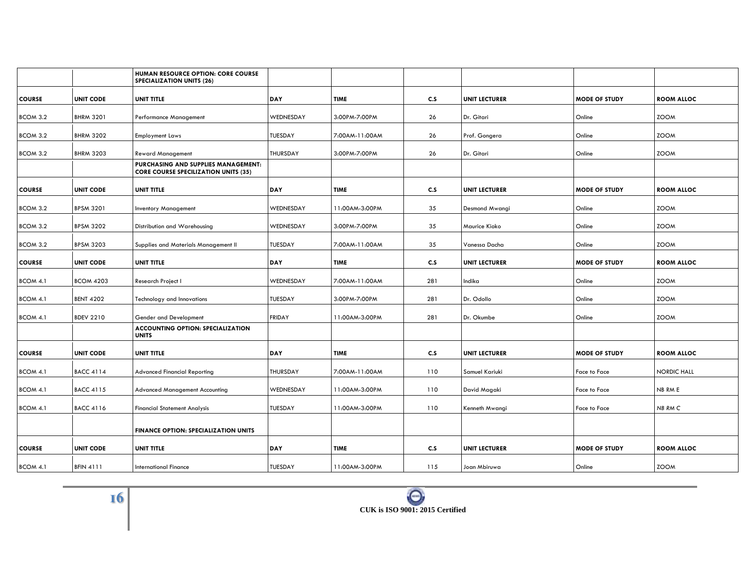| | | HUMAN RESOURCE OPTION: CORE COURSE SPECIALIZATION UNITS (26) | | | | | | |
|---|---|---|---|---|---|---|---|---|
| **COURSE** | **UNIT CODE** | **UNIT TITLE** | **DAY** | **TIME** | **C.S** | **UNIT LECTURER** | **MODE OF STUDY** | **ROOM ALLOC** |
| BCOM 3.2 | BHRM 3201 | Performance Management | WEDNESDAY | 3:00PM-7:00PM | 26 | Dr. Gitari | Online | ZOOM |
| BCOM 3.2 | BHRM 3202 | Employment Laws | TUESDAY | 7:00AM-11:00AM | 26 | Prof. Gongera | Online | ZOOM |
| BCOM 3.2 | BHRM 3203 | Reward Management | THURSDAY | 3:00PM-7:00PM | 26 | Dr. Gitari | Online | ZOOM |
| | | **PURCHASING AND SUPPLIES MANAGEMENT: CORE COURSE SPECILIZATION UNITS (35)** | | | | | | |
| **COURSE** | **UNIT CODE** | **UNIT TITLE** | **DAY** | **TIME** | **C.S** | **UNIT LECTURER** | **MODE OF STUDY** | **ROOM ALLOC** |
| BCOM 3.2 | BPSM 3201 | Inventory Management | WEDNESDAY | 11:00AM-3:00PM | 35 | Desmond Mwangi | Online | ZOOM |
| BCOM 3.2 | BPSM 3202 | Distribution and Warehousing | WEDNESDAY | 3:00PM-7:00PM | 35 | Maurice Kioko | Online | ZOOM |
| BCOM 3.2 | BPSM 3203 | Supplies and Materials Management II | TUESDAY | 7:00AM-11:00AM | 35 | Vanessa Dacha | Online | ZOOM |
| **COURSE** | **UNIT CODE** | **UNIT TITLE** | **DAY** | **TIME** | **C.S** | **UNIT LECTURER** | **MODE OF STUDY** | **ROOM ALLOC** |
| BCOM 4.1 | BCOM 4203 | Research Project I | WEDNESDAY | 7:00AM-11:00AM | 281 | Indika | Online | ZOOM |
| BCOM 4.1 | BENT 4202 | Technology and Innovations | TUESDAY | 3:00PM-7:00PM | 281 | Dr. Odollo | Online | ZOOM |
| BCOM 4.1 | BDEV 2210 | Gender and Development | FRIDAY | 11:00AM-3:00PM | 281 | Dr. Okumbe | Online | ZOOM |
| | | **ACCOUNTING OPTION: SPECIALIZATION UNITS** | | | | | | |
| **COURSE** | **UNIT CODE** | **UNIT TITLE** | **DAY** | **TIME** | **C.S** | **UNIT LECTURER** | **MODE OF STUDY** | **ROOM ALLOC** |
| BCOM 4.1 | BACC 4114 | Advanced Financial Reporting | THURSDAY | 7:00AM-11:00AM | 110 | Samuel Kariuki | Face to Face | NORDIC HALL |
| BCOM 4.1 | BACC 4115 | Advanced Management Accounting | WEDNESDAY | 11:00AM-3:00PM | 110 | David Magaki | Face to Face | NB RM E |
| BCOM 4.1 | BACC 4116 | Financial Statement Analysis | TUESDAY | 11:00AM-3:00PM | 110 | Kenneth Mwangi | Face to Face | *NB RM C* |
| | | **FINANCE OPTION: SPECIALIZATION UNITS** | | | | | | |
| **COURSE** | **UNIT CODE** | **UNIT TITLE** | **DAY** | **TIME** | **C.S** | **UNIT LECTURER** | **MODE OF STUDY** | **ROOM ALLOC** |
| BCOM 4.1 | BFIN 4111 | International Finance | TUESDAY | 11:00AM-3:00PM | 115 | Joan Mbiruwa | Online | ZOOM |

CUK is ISO 9001: 2015 Certified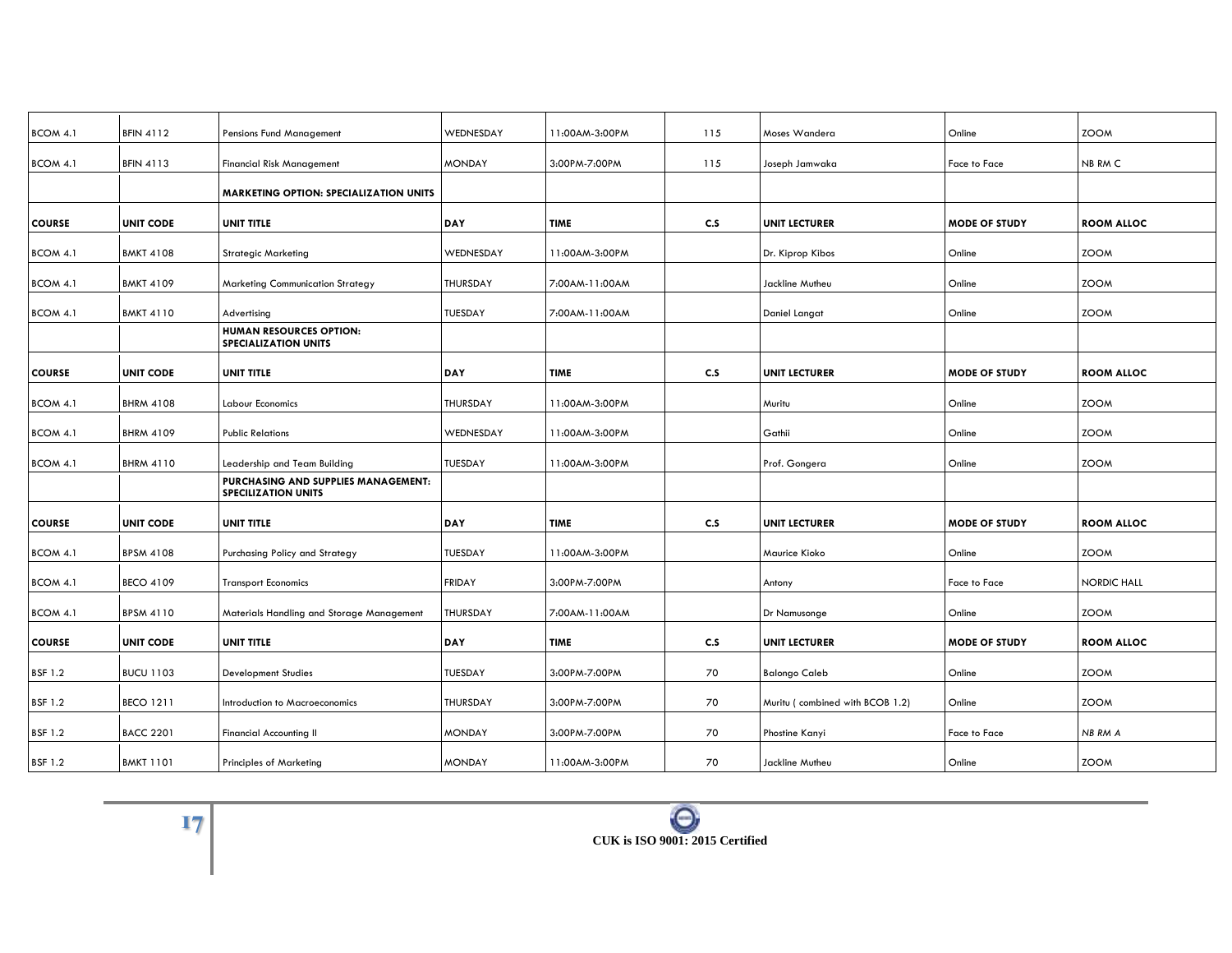| BCOM 4.1 | BFIN 4112 | Pensions Fund Management | WEDNESDAY | 11:00AM-3:00PM | 115 | Moses Wandera | Online | ZOOM |
|---|---|---|---|---|---|---|---|---|
| BCOM 4.1 | BFIN 4113 | Financial Risk Management | MONDAY | 3:00PM-7:00PM | 115 | Joseph Jamwaka | Face to Face | NB RM C |
| | | **MARKETING OPTION: SPECIALIZATION UNITS** | | | | | | |
| **COURSE** | **UNIT CODE** | **UNIT TITLE** | **DAY** | **TIME** | **C.S** | **UNIT LECTURER** | **MODE OF STUDY** | **ROOM ALLOC** |
| BCOM 4.1 | BMKT 4108 | Strategic Marketing | WEDNESDAY | 11:00AM-3:00PM | | Dr. Kiprop Kibos | Online | ZOOM |
| BCOM 4.1 | BMKT 4109 | Marketing Communication Strategy | THURSDAY | 7:00AM-11:00AM | | Jackline Mutheu | Online | ZOOM |
| BCOM 4.1 | BMKT 4110 | Advertising | TUESDAY | 7:00AM-11:00AM | | Daniel Langat | Online | ZOOM |
| | | **HUMAN RESOURCES OPTION: SPECIALIZATION UNITS** | | | | | | |
| **COURSE** | **UNIT CODE** | **UNIT TITLE** | **DAY** | **TIME** | **C.S** | **UNIT LECTURER** | **MODE OF STUDY** | **ROOM ALLOC** |
| BCOM 4.1 | BHRM 4108 | Labour Economics | THURSDAY | 11:00AM-3:00PM | | Muritu | Online | ZOOM |
| BCOM 4.1 | BHRM 4109 | Public Relations | WEDNESDAY | 11:00AM-3:00PM | | Gathii | Online | ZOOM |
| BCOM 4.1 | BHRM 4110 | Leadership and Team Building | TUESDAY | 11:00AM-3:00PM | | Prof. Gongera | Online | ZOOM |
| | | **PURCHASING AND SUPPLIES MANAGEMENT: SPECILIZATION UNITS** | | | | | | |
| **COURSE** | **UNIT CODE** | **UNIT TITLE** | **DAY** | **TIME** | **C.S** | **UNIT LECTURER** | **MODE OF STUDY** | **ROOM ALLOC** |
| BCOM 4.1 | BPSM 4108 | Purchasing Policy and Strategy | TUESDAY | 11:00AM-3:00PM | | Maurice Kioko | Online | ZOOM |
| BCOM 4.1 | BECO 4109 | Transport Economics | FRIDAY | 3:00PM-7:00PM | | Antony | Face to Face | NORDIC HALL |
| BCOM 4.1 | BPSM 4110 | Materials Handling and Storage Management | THURSDAY | 7:00AM-11:00AM | | Dr Namusonge | Online | ZOOM |
| **COURSE** | **UNIT CODE** | **UNIT TITLE** | **DAY** | **TIME** | **C.S** | **UNIT LECTURER** | **MODE OF STUDY** | **ROOM ALLOC** |
| BSF 1.2 | BUCU 1103 | Development Studies | TUESDAY | 3:00PM-7:00PM | 70 | Balongo Caleb | Online | ZOOM |
| BSF 1.2 | BECO 1211 | Introduction to Macroeconomics | THURSDAY | 3:00PM-7:00PM | 70 | Muritu ( combined with BCOB 1.2) | Online | ZOOM |
| BSF 1.2 | BACC 2201 | Financial Accounting II | MONDAY | 3:00PM-7:00PM | 70 | Phostine Kanyi | Face to Face | *NB RM A* |
| BSF 1.2 | BMKT 1101 | Principles of Marketing | MONDAY | 11:00AM-3:00PM | 70 | Jackline Mutheu | Online | ZOOM |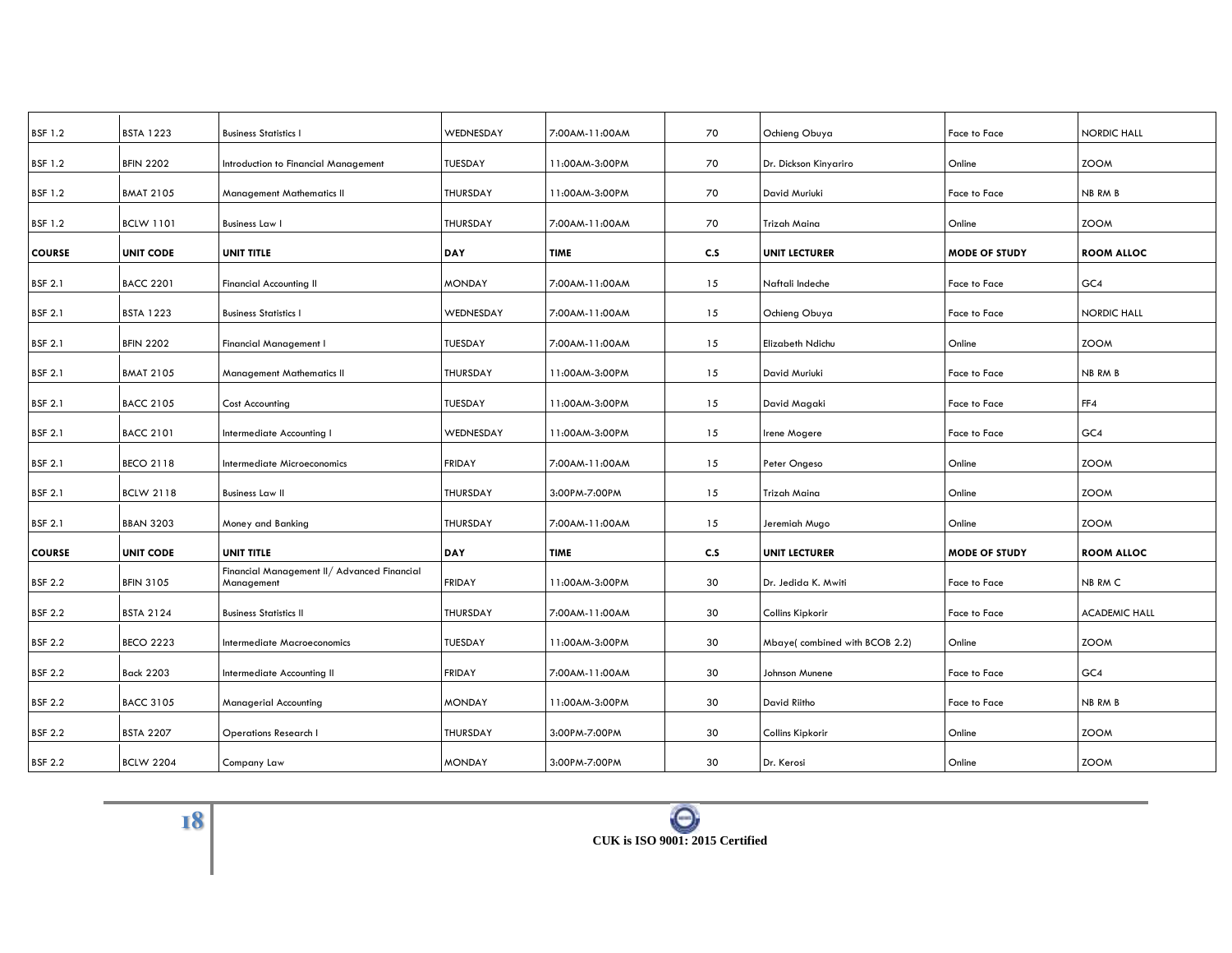| BSF 1.2 | BSTA 1223 | Business Statistics I | WEDNESDAY | 7:00AM-11:00AM | 70 | Ochieng Obuya | Face to Face | NORDIC HALL |
|---|---|---|---|---|---|---|---|---|
| BSF 1.2 | BFIN 2202 | Introduction to Financial Management | TUESDAY | 11:00AM-3:00PM | 70 | Dr. Dickson Kinyariro | Online | ZOOM |
| BSF 1.2 | BMAT 2105 | Management Mathematics II | THURSDAY | 11:00AM-3:00PM | 70 | David Muriuki | Face to Face | NB RM B |
| BSF 1.2 | BCLW 1101 | Business Law I | THURSDAY | 7:00AM-11:00AM | 70 | Trizah Maina | Online | ZOOM |
| **COURSE** | **UNIT CODE** | **UNIT TITLE** | **DAY** | **TIME** | **C.S** | **UNIT LECTURER** | **MODE OF STUDY** | **ROOM ALLOC** |
| BSF 2.1 | BACC 2201 | Financial Accounting II | MONDAY | 7:00AM-11:00AM | 15 | Naftali Indeche | Face to Face | GC4 |
| BSF 2.1 | BSTA 1223 | Business Statistics I | WEDNESDAY | 7:00AM-11:00AM | 15 | Ochieng Obuya | Face to Face | NORDIC HALL |
| BSF 2.1 | BFIN 2202 | Financial Management I | TUESDAY | 7:00AM-11:00AM | 15 | Elizabeth Ndichu | Online | ZOOM |
| BSF 2.1 | BMAT 2105 | Management Mathematics II | THURSDAY | 11:00AM-3:00PM | 15 | David Muriuki | Face to Face | NB RM B |
| BSF 2.1 | BACC 2105 | Cost Accounting | TUESDAY | 11:00AM-3:00PM | 15 | David Magaki | Face to Face | FF4 |
| BSF 2.1 | BACC 2101 | Intermediate Accounting I | WEDNESDAY | 11:00AM-3:00PM | 15 | Irene Mogere | Face to Face | GC4 |
| BSF 2.1 | BECO 2118 | Intermediate Microeconomics | FRIDAY | 7:00AM-11:00AM | 15 | Peter Ongeso | Online | ZOOM |
| BSF 2.1 | BCLW 2118 | Business Law II | THURSDAY | 3:00PM-7:00PM | 15 | Trizah Maina | Online | ZOOM |
| BSF 2.1 | BBAN 3203 | Money and Banking | THURSDAY | 7:00AM-11:00AM | 15 | Jeremiah Mugo | Online | ZOOM |
| **COURSE** | **UNIT CODE** | **UNIT TITLE** | **DAY** | **TIME** | **C.S** | **UNIT LECTURER** | **MODE OF STUDY** | **ROOM ALLOC** |
| BSF 2.2 | BFIN 3105 | Financial Management II/ Advanced Financial Management | FRIDAY | 11:00AM-3:00PM | 30 | Dr. Jedida K. Mwiti | Face to Face | NB RM C |
| BSF 2.2 | BSTA 2124 | Business Statistics II | THURSDAY | 7:00AM-11:00AM | 30 | Collins Kipkorir | Face to Face | ACADEMIC HALL |
| BSF 2.2 | BECO 2223 | Intermediate Macroeconomics | TUESDAY | 11:00AM-3:00PM | 30 | Mbaye( combined with BCOB 2.2) | Online | ZOOM |
| BSF 2.2 | Back 2203 | Intermediate Accounting II | FRIDAY | 7:00AM-11:00AM | 30 | Johnson Munene | Face to Face | GC4 |
| BSF 2.2 | BACC 3105 | Managerial Accounting | MONDAY | 11:00AM-3:00PM | 30 | David Riitho | Face to Face | NB RM B |
| BSF 2.2 | BSTA 2207 | Operations Research I | THURSDAY | 3:00PM-7:00PM | 30 | Collins Kipkorir | Online | ZOOM |
| BSF 2.2 | BCLW 2204 | Company Law | MONDAY | 3:00PM-7:00PM | 30 | Dr. Kerosi | Online | ZOOM |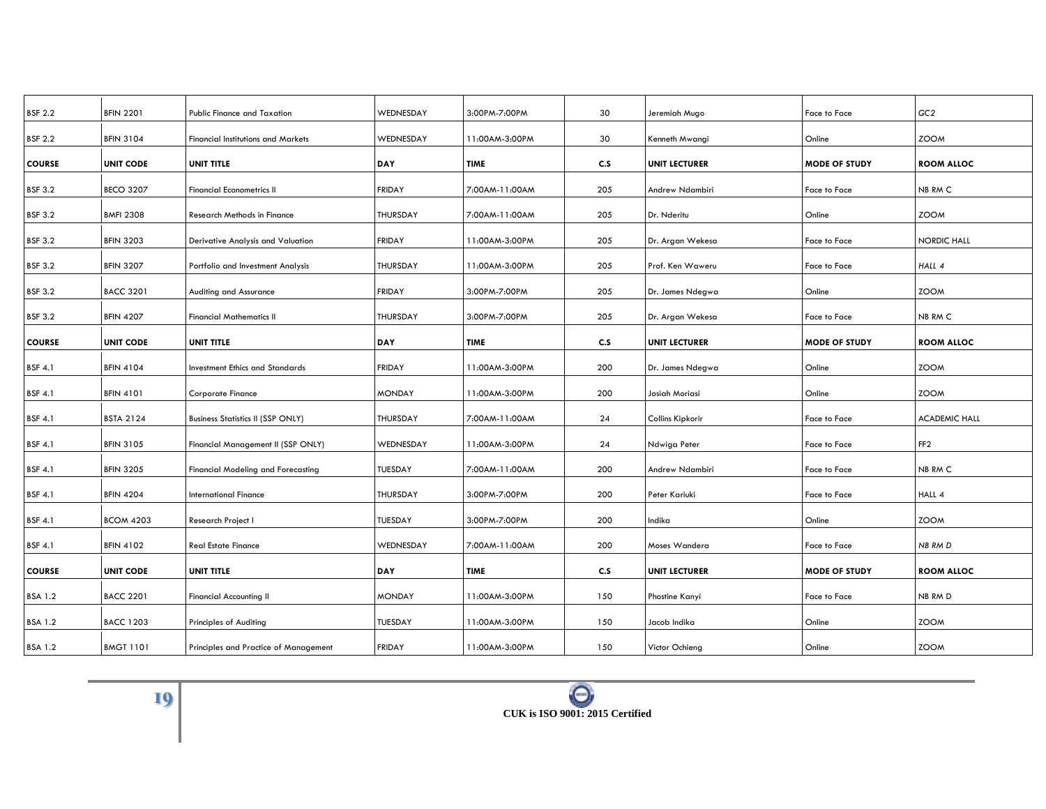| BSF 2.2 | BFIN 2201 | Public Finance and Taxation | WEDNESDAY | 3:00PM-7:00PM | 30 | Jeremiah Mugo | Face to Face | GC2 |
|---|---|---|---|---|---|---|---|---|
| BSF 2.2 | BFIN 3104 | Financial Institutions and Markets | WEDNESDAY | 11:00AM-3:00PM | 30 | Kenneth Mwangi | Online | ZOOM |
| **COURSE** | **UNIT CODE** | **UNIT TITLE** | **DAY** | **TIME** | **C.S** | **UNIT LECTURER** | **MODE OF STUDY** | **ROOM ALLOC** |
| BSF 3.2 | BECO 3207 | Financial Econometrics II | FRIDAY | 7:00AM-11:00AM | 205 | Andrew Ndambiri | Face to Face | NB RM C |
| BSF 3.2 | BMFI 2308 | Research Methods in Finance | THURSDAY | 7:00AM-11:00AM | 205 | Dr. Nderitu | Online | ZOOM |
| BSF 3.2 | BFIN 3203 | Derivative Analysis and Valuation | FRIDAY | 11:00AM-3:00PM | 205 | Dr. Argan Wekesa | Face to Face | NORDIC HALL |
| BSF 3.2 | BFIN 3207 | Portfolio and Investment Analysis | THURSDAY | 11:00AM-3:00PM | 205 | Prof. Ken Waweru | Face to Face | *HALL 4* |
| BSF 3.2 | BACC 3201 | Auditing and Assurance | FRIDAY | 3:00PM-7:00PM | 205 | Dr. James Ndegwa | Online | ZOOM |
| BSF 3.2 | BFIN 4207 | Financial Mathematics II | THURSDAY | 3:00PM-7:00PM | 205 | Dr. Argan Wekesa | Face to Face | NB RM C |
| **COURSE** | **UNIT CODE** | **UNIT TITLE** | **DAY** | **TIME** | **C.S** | **UNIT LECTURER** | **MODE OF STUDY** | **ROOM ALLOC** |
| BSF 4.1 | BFIN 4104 | Investment Ethics and Standards | FRIDAY | 11:00AM-3:00PM | 200 | Dr. James Ndegwa | Online | ZOOM |
| BSF 4.1 | BFIN 4101 | Corporate Finance | MONDAY | 11:00AM-3:00PM | 200 | Josiah Moriasi | Online | ZOOM |
| BSF 4.1 | BSTA 2124 | Business Statistics II (SSP ONLY) | THURSDAY | 7:00AM-11:00AM | 24 | Collins Kipkorir | Face to Face | ACADEMIC HALL |
| BSF 4.1 | BFIN 3105 | Financial Management II (SSP ONLY) | WEDNESDAY | 11:00AM-3:00PM | 24 | Ndwiga Peter | Face to Face | FF2 |
| BSF 4.1 | BFIN 3205 | Financial Modeling and Forecasting | TUESDAY | 7:00AM-11:00AM | 200 | Andrew Ndambiri | Face to Face | NB RM C |
| BSF 4.1 | BFIN 4204 | International Finance | THURSDAY | 3:00PM-7:00PM | 200 | Peter Kariuki | Face to Face | HALL 4 |
| BSF 4.1 | BCOM 4203 | Research Project I | TUESDAY | 3:00PM-7:00PM | 200 | Indika | Online | ZOOM |
| BSF 4.1 | BFIN 4102 | Real Estate Finance | WEDNESDAY | 7:00AM-11:00AM | 200 | Moses Wandera | Face to Face | *NB RM D* |
| **COURSE** | **UNIT CODE** | **UNIT TITLE** | **DAY** | **TIME** | **C.S** | **UNIT LECTURER** | **MODE OF STUDY** | **ROOM ALLOC** |
| BSA 1.2 | BACC 2201 | Financial Accounting II | MONDAY | 11:00AM-3:00PM | 150 | Phostine Kanyi | Face to Face | NB RM D |
| BSA 1.2 | BACC 1203 | Principles of Auditing | TUESDAY | 11:00AM-3:00PM | 150 | Jacob Indika | Online | ZOOM |
| BSA 1.2 | BMGT 1101 | Principles and Practice of Management | FRIDAY | 11:00AM-3:00PM | 150 | Victor Ochieng | Online | ZOOM |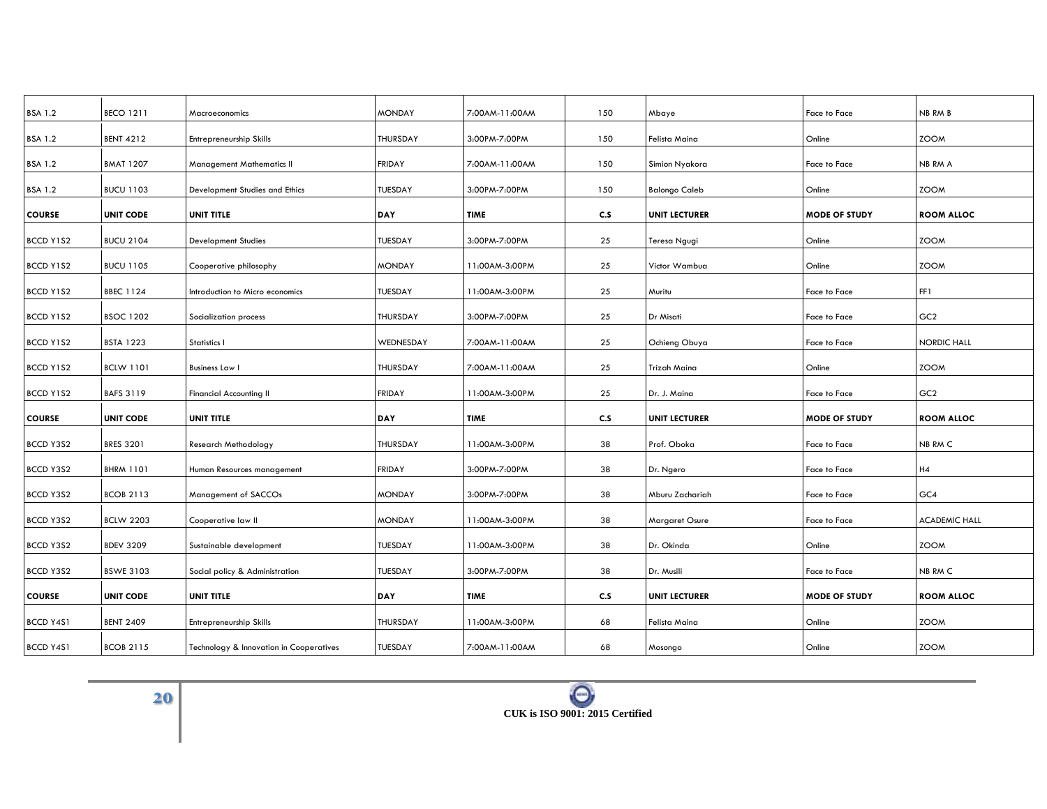| BSA 1.2 | BECO 1211 | Macroeconomics | MONDAY | 7:00AM-11:00AM | 150 | Mbaye | Face to Face | NB RM B |
|---|---|---|---|---|---|---|---|---|
| BSA 1.2 | BENT 4212 | Entrepreneurship Skills | THURSDAY | 3:00PM-7:00PM | 150 | Felista Maina | Online | ZOOM |
| BSA 1.2 | BMAT 1207 | Management Mathematics II | FRIDAY | 7:00AM-11:00AM | 150 | Simion Nyakora | Face to Face | NB RM A |
| BSA 1.2 | BUCU 1103 | Development Studies and Ethics | TUESDAY | 3:00PM-7:00PM | 150 | Balongo Caleb | Online | ZOOM |
| **COURSE** | **UNIT CODE** | **UNIT TITLE** | **DAY** | **TIME** | **C.S** | **UNIT LECTURER** | **MODE OF STUDY** | **ROOM ALLOC** |
| BCCD Y1S2 | BUCU 2104 | Development Studies | TUESDAY | 3:00PM-7:00PM | 25 | Teresa Ngugi | Online | ZOOM |
| BCCD Y1S2 | BUCU 1105 | Cooperative philosophy | MONDAY | 11:00AM-3:00PM | 25 | Victor Wambua | Online | ZOOM |
| BCCD Y1S2 | BBEC 1124 | Introduction to Micro economics | TUESDAY | 11:00AM-3:00PM | 25 | Muritu | Face to Face | FF1 |
| BCCD Y1S2 | BSOC 1202 | Socialization process | THURSDAY | 3:00PM-7:00PM | 25 | Dr Misati | Face to Face | GC2 |
| BCCD Y1S2 | BSTA 1223 | Statistics I | WEDNESDAY | 7:00AM-11:00AM | 25 | Ochieng Obuya | Face to Face | NORDIC HALL |
| BCCD Y1S2 | BCLW 1101 | Business Law I | THURSDAY | 7:00AM-11:00AM | 25 | Trizah Maina | Online | ZOOM |
| BCCD Y1S2 | BAFS 3119 | Financial Accounting II | FRIDAY | 11:00AM-3:00PM | 25 | Dr. J. Maina | Face to Face | GC2 |
| **COURSE** | **UNIT CODE** | **UNIT TITLE** | **DAY** | **TIME** | **C.S** | **UNIT LECTURER** | **MODE OF STUDY** | **ROOM ALLOC** |
| BCCD Y3S2 | BRES 3201 | Research Methodology | THURSDAY | 11:00AM-3:00PM | 38 | Prof. Oboka | Face to Face | NB RM C |
| BCCD Y3S2 | BHRM 1101 | Human Resources management | FRIDAY | 3:00PM-7:00PM | 38 | Dr. Ngero | Face to Face | H4 |
| BCCD Y3S2 | BCOB 2113 | Management of SACCOs | MONDAY | 3:00PM-7:00PM | 38 | Mburu Zachariah | Face to Face | GC4 |
| BCCD Y3S2 | BCLW 2203 | Cooperative law II | MONDAY | 11:00AM-3:00PM | 38 | Margaret Osure | Face to Face | ACADEMIC HALL |
| BCCD Y3S2 | BDEV 3209 | Sustainable development | TUESDAY | 11:00AM-3:00PM | 38 | Dr. Okinda | Online | ZOOM |
| BCCD Y3S2 | BSWE 3103 | Social policy & Administration | TUESDAY | 3:00PM-7:00PM | 38 | Dr. Musili | Face to Face | NB RM C |
| **COURSE** | **UNIT CODE** | **UNIT TITLE** | **DAY** | **TIME** | **C.S** | **UNIT LECTURER** | **MODE OF STUDY** | **ROOM ALLOC** |
| BCCD Y4S1 | BENT 2409 | Entrepreneurship Skills | THURSDAY | 11:00AM-3:00PM | 68 | Felista Maina | Online | ZOOM |
| BCCD Y4S1 | BCOB 2115 | Technology & Innovation in Cooperatives | TUESDAY | 7:00AM-11:00AM | 68 | Mosongo | Online | ZOOM |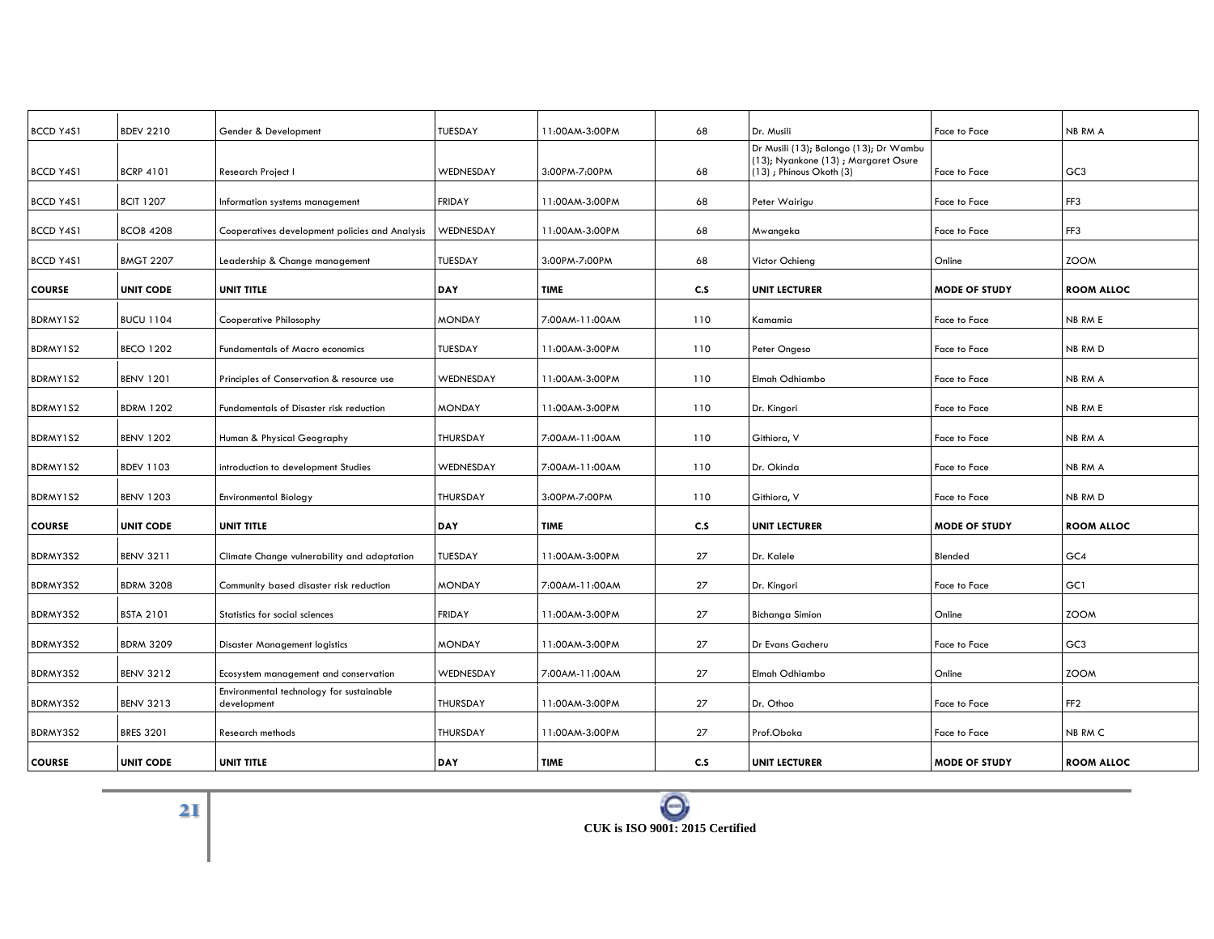| BCCD Y4S1 | BDEV 2210 | Gender & Development | TUESDAY | 11:00AM-3:00PM | 68 | Dr. Musili | Face to Face | NB RM A |
|---|---|---|---|---|---|---|---|---|
| BCCD Y4S1 | BCRP 4101 | Research Project I | WEDNESDAY | 3:00PM-7:00PM | 68 | Dr Musili (13); Balongo (13); Dr Wambu (13); Nyankone (13) ; Margaret Osure (13) ; Phinous Okoth (3) | Face to Face | GC3 |
| BCCD Y4S1 | BCIT 1207 | Information systems management | FRIDAY | 11:00AM-3:00PM | 68 | Peter Wairigu | Face to Face | FF3 |
| BCCD Y4S1 | BCOB 4208 | Cooperatives development policies and Analysis | WEDNESDAY | 11:00AM-3:00PM | 68 | Mwangeka | Face to Face | FF3 |
| BCCD Y4S1 | BMGT 2207 | Leadership & Change management | TUESDAY | 3:00PM-7:00PM | 68 | Victor Ochieng | Online | ZOOM |
| **COURSE** | **UNIT CODE** | **UNIT TITLE** | **DAY** | **TIME** | **C.S** | **UNIT LECTURER** | **MODE OF STUDY** | **ROOM ALLOC** |
| BDRMY1S2 | BUCU 1104 | Cooperative Philosophy | MONDAY | 7:00AM-11:00AM | 110 | Kamamia | Face to Face | NB RM E |
| BDRMY1S2 | BECO 1202 | Fundamentals of Macro economics | TUESDAY | 11:00AM-3:00PM | 110 | Peter Ongeso | Face to Face | NB RM D |
| BDRMY1S2 | BENV 1201 | Principles of Conservation & resource use | WEDNESDAY | 11:00AM-3:00PM | 110 | Elmah Odhiambo | Face to Face | NB RM A |
| BDRMY1S2 | BDRM 1202 | Fundamentals of Disaster risk reduction | MONDAY | 11:00AM-3:00PM | 110 | Dr. Kingori | Face to Face | NB RM E |
| BDRMY1S2 | BENV 1202 | Human & Physical Geography | THURSDAY | 7:00AM-11:00AM | 110 | Githiora, V | Face to Face | NB RM A |
| BDRMY1S2 | BDEV 1103 | introduction to development Studies | WEDNESDAY | 7:00AM-11:00AM | 110 | Dr. Okinda | Face to Face | NB RM A |
| BDRMY1S2 | BENV 1203 | Environmental Biology | THURSDAY | 3:00PM-7:00PM | 110 | Githiora, V | Face to Face | NB RM D |
| **COURSE** | **UNIT CODE** | **UNIT TITLE** | **DAY** | **TIME** | **C.S** | **UNIT LECTURER** | **MODE OF STUDY** | **ROOM ALLOC** |
| BDRMY3S2 | BENV 3211 | Climate Change vulnerability and adaptation | TUESDAY | 11:00AM-3:00PM | 27 | Dr. Kalele | Blended | GC4 |
| BDRMY3S2 | BDRM 3208 | Community based disaster risk reduction | MONDAY | 7:00AM-11:00AM | 27 | Dr. Kingori | Face to Face | GC1 |
| BDRMY3S2 | BSTA 2101 | Statistics for social sciences | FRIDAY | 11:00AM-3:00PM | 27 | Bichanga Simion | Online | ZOOM |
| BDRMY3S2 | BDRM 3209 | Disaster Management logistics | MONDAY | 11:00AM-3:00PM | 27 | Dr Evans Gacheru | Face to Face | GC3 |
| BDRMY3S2 | BENV 3212 | Ecosystem management and conservation | WEDNESDAY | 7:00AM-11:00AM | 27 | Elmah Odhiambo | Online | ZOOM |
| BDRMY3S2 | BENV 3213 | Environmental technology for sustainable development | THURSDAY | 11:00AM-3:00PM | 27 | Dr. Othoo | Face to Face | FF2 |
| BDRMY3S2 | BRES 3201 | Research methods | THURSDAY | 11:00AM-3:00PM | 27 | Prof.Oboka | Face to Face | NB RM C |
| **COURSE** | **UNIT CODE** | **UNIT TITLE** | **DAY** | **TIME** | **C.S** | **UNIT LECTURER** | **MODE OF STUDY** | **ROOM ALLOC** |

CUK is ISO 9001: 2015 Certified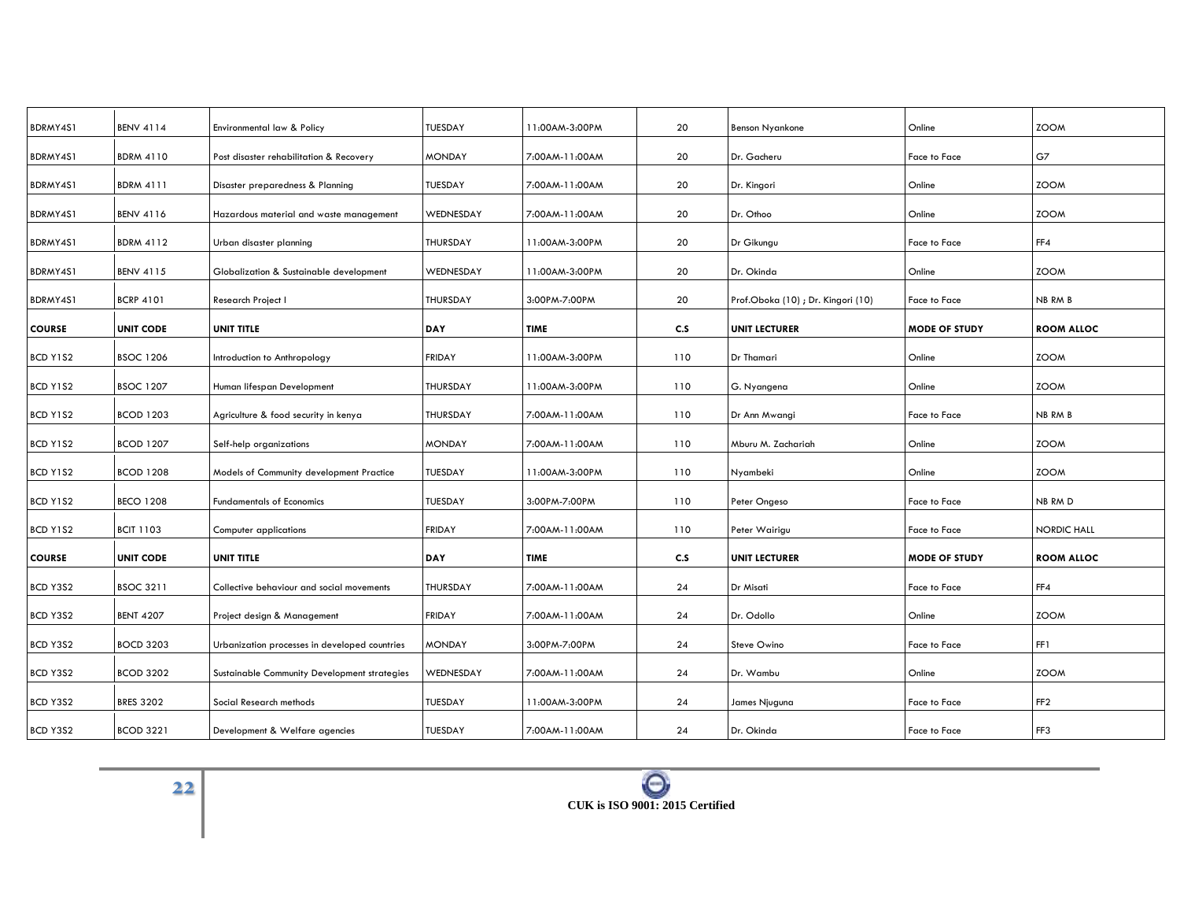| BDRMY4S1 | BENV 4114 | Environmental law & Policy | TUESDAY | 11:00AM-3:00PM | 20 | Benson Nyankone | Online | ZOOM |
|---|---|---|---|---|---|---|---|---|
| BDRMY4S1 | BDRM 4110 | Post disaster rehabilitation & Recovery | MONDAY | 7:00AM-11:00AM | 20 | Dr. Gacheru | Face to Face | G7 |
| BDRMY4S1 | BDRM 4111 | Disaster preparedness & Planning | TUESDAY | 7:00AM-11:00AM | 20 | Dr. Kingori | Online | ZOOM |
| BDRMY4S1 | BENV 4116 | Hazardous material and waste management | WEDNESDAY | 7:00AM-11:00AM | 20 | Dr. Othoo | Online | ZOOM |
| BDRMY4S1 | BDRM 4112 | Urban disaster planning | THURSDAY | 11:00AM-3:00PM | 20 | Dr Gikungu | Face to Face | FF4 |
| BDRMY4S1 | BENV 4115 | Globalization & Sustainable development | WEDNESDAY | 11:00AM-3:00PM | 20 | Dr. Okinda | Online | ZOOM |
| BDRMY4S1 | BCRP 4101 | Research Project I | THURSDAY | 3:00PM-7:00PM | 20 | Prof.Oboka (10) ; Dr. Kingori (10) | Face to Face | NB RM B |
| **COURSE** | **UNIT CODE** | **UNIT TITLE** | **DAY** | **TIME** | **C.S** | **UNIT LECTURER** | **MODE OF STUDY** | **ROOM ALLOC** |
| BCD Y1S2 | BSOC 1206 | Introduction to Anthropology | FRIDAY | 11:00AM-3:00PM | 110 | Dr Thamari | Online | ZOOM |
| BCD Y1S2 | BSOC 1207 | Human lifespan Development | THURSDAY | 11:00AM-3:00PM | 110 | G. Nyangena | Online | ZOOM |
| BCD Y1S2 | BCOD 1203 | Agriculture & food security in kenya | THURSDAY | 7:00AM-11:00AM | 110 | Dr Ann Mwangi | Face to Face | NB RM B |
| BCD Y1S2 | BCOD 1207 | Self-help organizations | MONDAY | 7:00AM-11:00AM | 110 | Mburu M. Zachariah | Online | ZOOM |
| BCD Y1S2 | BCOD 1208 | Models of Community development Practice | TUESDAY | 11:00AM-3:00PM | 110 | Nyambeki | Online | ZOOM |
| BCD Y1S2 | BECO 1208 | Fundamentals of Economics | TUESDAY | 3:00PM-7:00PM | 110 | Peter Ongeso | Face to Face | NB RM D |
| BCD Y1S2 | BCIT 1103 | Computer applications | FRIDAY | 7:00AM-11:00AM | 110 | Peter Wairigu | Face to Face | NORDIC HALL |
| **COURSE** | **UNIT CODE** | **UNIT TITLE** | **DAY** | **TIME** | **C.S** | **UNIT LECTURER** | **MODE OF STUDY** | **ROOM ALLOC** |
| BCD Y3S2 | BSOC 3211 | Collective behaviour and social movements | THURSDAY | 7:00AM-11:00AM | 24 | Dr Misati | Face to Face | FF4 |
| BCD Y3S2 | BENT 4207 | Project design & Management | FRIDAY | 7:00AM-11:00AM | 24 | Dr. Odollo | Online | ZOOM |
| BCD Y3S2 | BOCD 3203 | Urbanization processes in developed countries | MONDAY | 3:00PM-7:00PM | 24 | Steve Owino | Face to Face | FF1 |
| BCD Y3S2 | BCOD 3202 | Sustainable Community Development strategies | WEDNESDAY | 7:00AM-11:00AM | 24 | Dr. Wambu | Online | ZOOM |
| BCD Y3S2 | BRES 3202 | Social Research methods | TUESDAY | 11:00AM-3:00PM | 24 | James Njuguna | Face to Face | FF2 |
| BCD Y3S2 | BCOD 3221 | Development & Welfare agencies | TUESDAY | 7:00AM-11:00AM | 24 | Dr. Okinda | Face to Face | FF3 |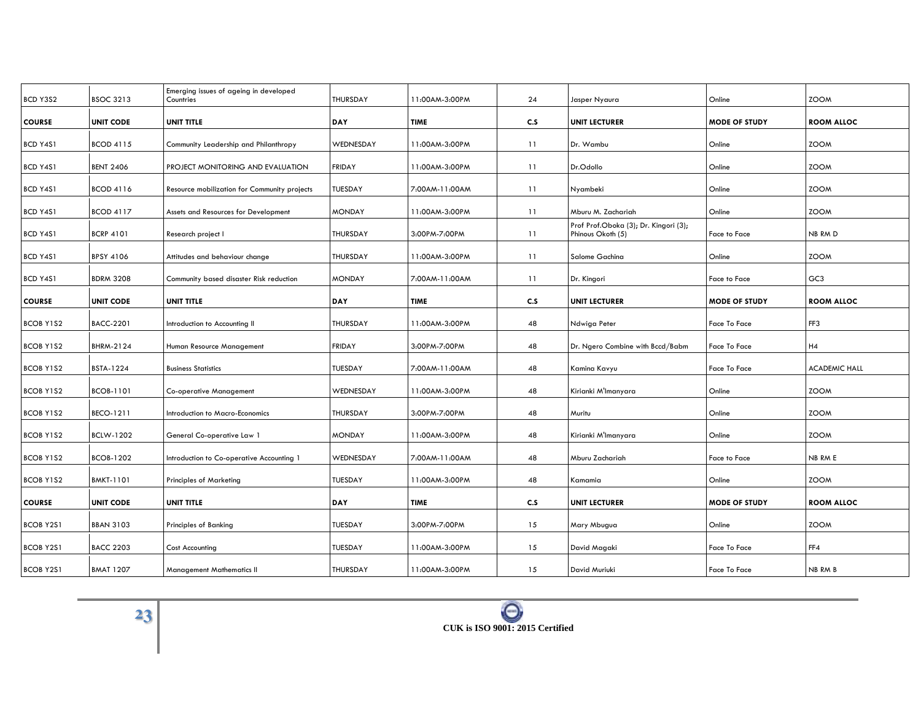| BCD Y3S2 | BSOC 3213 | Emerging issues of ageing in developed Countries | THURSDAY | 11:00AM-3:00PM | 24 | Jasper Nyaura | Online | ZOOM |
|---|---|---|---|---|---|---|---|---|
| **COURSE** | **UNIT CODE** | **UNIT TITLE** | **DAY** | **TIME** | **C.S** | **UNIT LECTURER** | **MODE OF STUDY** | **ROOM ALLOC** |
| BCD Y4S1 | BCOD 4115 | Community Leadership and Philanthropy | WEDNESDAY | 11:00AM-3:00PM | 11 | Dr. Wambu | Online | ZOOM |
| BCD Y4S1 | BENT 2406 | PROJECT MONITORING AND EVALUATION | FRIDAY | 11:00AM-3:00PM | 11 | Dr.Odollo | Online | ZOOM |
| BCD Y4S1 | BCOD 4116 | Resource mobilization for Community projects | TUESDAY | 7:00AM-11:00AM | 11 | Nyambeki | Online | ZOOM |
| BCD Y4S1 | BCOD 4117 | Assets and Resources for Development | MONDAY | 11:00AM-3:00PM | 11 | Mburu M. Zachariah | Online | ZOOM |
| BCD Y4S1 | BCRP 4101 | Research project I | THURSDAY | 3:00PM-7:00PM | 11 | Prof Prof.Oboka (3); Dr. Kingori (3); Phinous Okoth (5) | Face to Face | NB RM D |
| BCD Y4S1 | BPSY 4106 | Attitudes and behaviour change | THURSDAY | 11:00AM-3:00PM | 11 | Salome Gachina | Online | ZOOM |
| BCD Y4S1 | BDRM 3208 | Community based disaster Risk reduction | MONDAY | 7:00AM-11:00AM | 11 | Dr. Kingori | Face to Face | GC3 |
| **COURSE** | **UNIT CODE** | **UNIT TITLE** | **DAY** | **TIME** | **C.S** | **UNIT LECTURER** | **MODE OF STUDY** | **ROOM ALLOC** |
| BCOB Y1S2 | BACC-2201 | Introduction to Accounting II | THURSDAY | 11:00AM-3:00PM | 48 | Ndwiga Peter | Face To Face | FF3 |
| BCOB Y1S2 | BHRM-2124 | Human Resource Management | FRIDAY | 3:00PM-7:00PM | 48 | Dr. Ngero Combine with Bccd/Babm | Face To Face | H4 |
| BCOB Y1S2 | BSTA-1224 | Business Statistics | TUESDAY | 7:00AM-11:00AM | 48 | Kamina Kavyu | Face To Face | ACADEMIC HALL |
| BCOB Y1S2 | BCOB-1101 | Co-operative Management | WEDNESDAY | 11:00AM-3:00PM | 48 | Kirianki M'Imanyara | Online | ZOOM |
| BCOB Y1S2 | BECO-1211 | Introduction to Macro-Economics | THURSDAY | 3:00PM-7:00PM | 48 | Muritu | Online | ZOOM |
| BCOB Y1S2 | BCLW-1202 | General Co-operative Law 1 | MONDAY | 11:00AM-3:00PM | 48 | Kirianki M'Imanyara | Online | ZOOM |
| BCOB Y1S2 | BCOB-1202 | Introduction to Co-operative Accounting 1 | WEDNESDAY | 7:00AM-11:00AM | 48 | Mburu Zachariah | Face to Face | NB RM E |
| BCOB Y1S2 | BMKT-1101 | Principles of Marketing | TUESDAY | 11:00AM-3:00PM | 48 | Kamamia | Online | ZOOM |
| **COURSE** | **UNIT CODE** | **UNIT TITLE** | **DAY** | **TIME** | **C.S** | **UNIT LECTURER** | **MODE OF STUDY** | **ROOM ALLOC** |
| BCOB Y2S1 | BBAN 3103 | Principles of Banking | TUESDAY | 3:00PM-7:00PM | 15 | Mary Mbugua | Online | ZOOM |
| BCOB Y2S1 | BACC 2203 | Cost Accounting | TUESDAY | 11:00AM-3:00PM | 15 | David Magaki | Face To Face | FF4 |
| BCOB Y2S1 | BMAT 1207 | Management Mathematics II | THURSDAY | 11:00AM-3:00PM | 15 | David Muriuki | Face To Face | NB RM B |

CUK is ISO 9001: 2015 Certified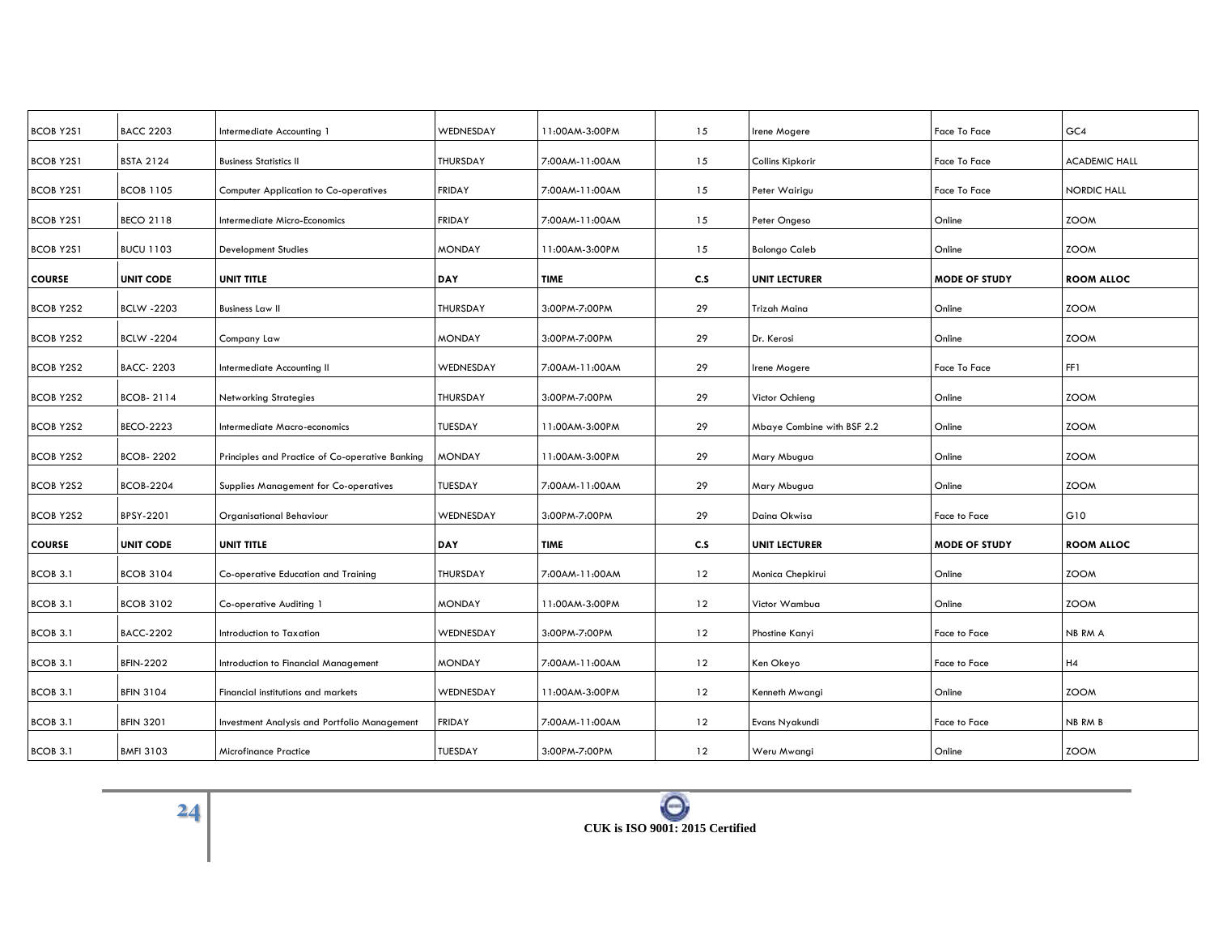| BCOB Y2S1 | BACC 2203 | Intermediate Accounting 1 | WEDNESDAY | 11:00AM-3:00PM | 15 | Irene Mogere | Face To Face | GC4 |
|---|---|---|---|---|---|---|---|---|
| BCOB Y2S1 | BSTA 2124 | Business Statistics II | THURSDAY | 7:00AM-11:00AM | 15 | Collins Kipkorir | Face To Face | ACADEMIC HALL |
| BCOB Y2S1 | BCOB 1105 | Computer Application to Co-operatives | FRIDAY | 7:00AM-11:00AM | 15 | Peter Wairigu | Face To Face | NORDIC HALL |
| BCOB Y2S1 | BECO 2118 | Intermediate Micro-Economics | FRIDAY | 7:00AM-11:00AM | 15 | Peter Ongeso | Online | ZOOM |
| BCOB Y2S1 | BUCU 1103 | Development Studies | MONDAY | 11:00AM-3:00PM | 15 | Balongo Caleb | Online | ZOOM |
| **COURSE** | **UNIT CODE** | **UNIT TITLE** | **DAY** | **TIME** | **C.S** | **UNIT LECTURER** | **MODE OF STUDY** | **ROOM ALLOC** |
| BCOB Y2S2 | BCLW -2203 | Business Law II | THURSDAY | 3:00PM-7:00PM | 29 | Trizah Maina | Online | ZOOM |
| BCOB Y2S2 | BCLW -2204 | Company Law | MONDAY | 3:00PM-7:00PM | 29 | Dr. Kerosi | Online | ZOOM |
| BCOB Y2S2 | BACC- 2203 | Intermediate Accounting II | WEDNESDAY | 7:00AM-11:00AM | 29 | Irene Mogere | Face To Face | FF1 |
| BCOB Y2S2 | BCOB- 2114 | Networking Strategies | THURSDAY | 3:00PM-7:00PM | 29 | Victor Ochieng | Online | ZOOM |
| BCOB Y2S2 | BECO-2223 | Intermediate Macro-economics | TUESDAY | 11:00AM-3:00PM | 29 | Mbaye Combine with BSF 2.2 | Online | ZOOM |
| BCOB Y2S2 | BCOB- 2202 | Principles and Practice of Co-operative Banking | MONDAY | 11:00AM-3:00PM | 29 | Mary Mbugua | Online | ZOOM |
| BCOB Y2S2 | BCOB-2204 | Supplies Management for Co-operatives | TUESDAY | 7:00AM-11:00AM | 29 | Mary Mbugua | Online | ZOOM |
| BCOB Y2S2 | BPSY-2201 | Organisational Behaviour | WEDNESDAY | 3:00PM-7:00PM | 29 | Daina Okwisa | Face to Face | G10 |
| **COURSE** | **UNIT CODE** | **UNIT TITLE** | **DAY** | **TIME** | **C.S** | **UNIT LECTURER** | **MODE OF STUDY** | **ROOM ALLOC** |
| BCOB 3.1 | BCOB 3104 | Co-operative Education and Training | THURSDAY | 7:00AM-11:00AM | 12 | Monica Chepkirui | Online | ZOOM |
| BCOB 3.1 | BCOB 3102 | Co-operative Auditing 1 | MONDAY | 11:00AM-3:00PM | 12 | Victor Wambua | Online | ZOOM |
| BCOB 3.1 | BACC-2202 | Introduction to Taxation | WEDNESDAY | 3:00PM-7:00PM | 12 | Phostine Kanyi | Face to Face | NB RM A |
| BCOB 3.1 | BFIN-2202 | Introduction to Financial Management | MONDAY | 7:00AM-11:00AM | 12 | Ken Okeyo | Face to Face | H4 |
| BCOB 3.1 | BFIN 3104 | Financial institutions and markets | WEDNESDAY | 11:00AM-3:00PM | 12 | Kenneth Mwangi | Online | ZOOM |
| BCOB 3.1 | BFIN 3201 | Investment Analysis and Portfolio Management | FRIDAY | 7:00AM-11:00AM | 12 | Evans Nyakundi | Face to Face | NB RM B |
| BCOB 3.1 | BMFI 3103 | Microfinance Practice | TUESDAY | 3:00PM-7:00PM | 12 | Weru Mwangi | Online | ZOOM |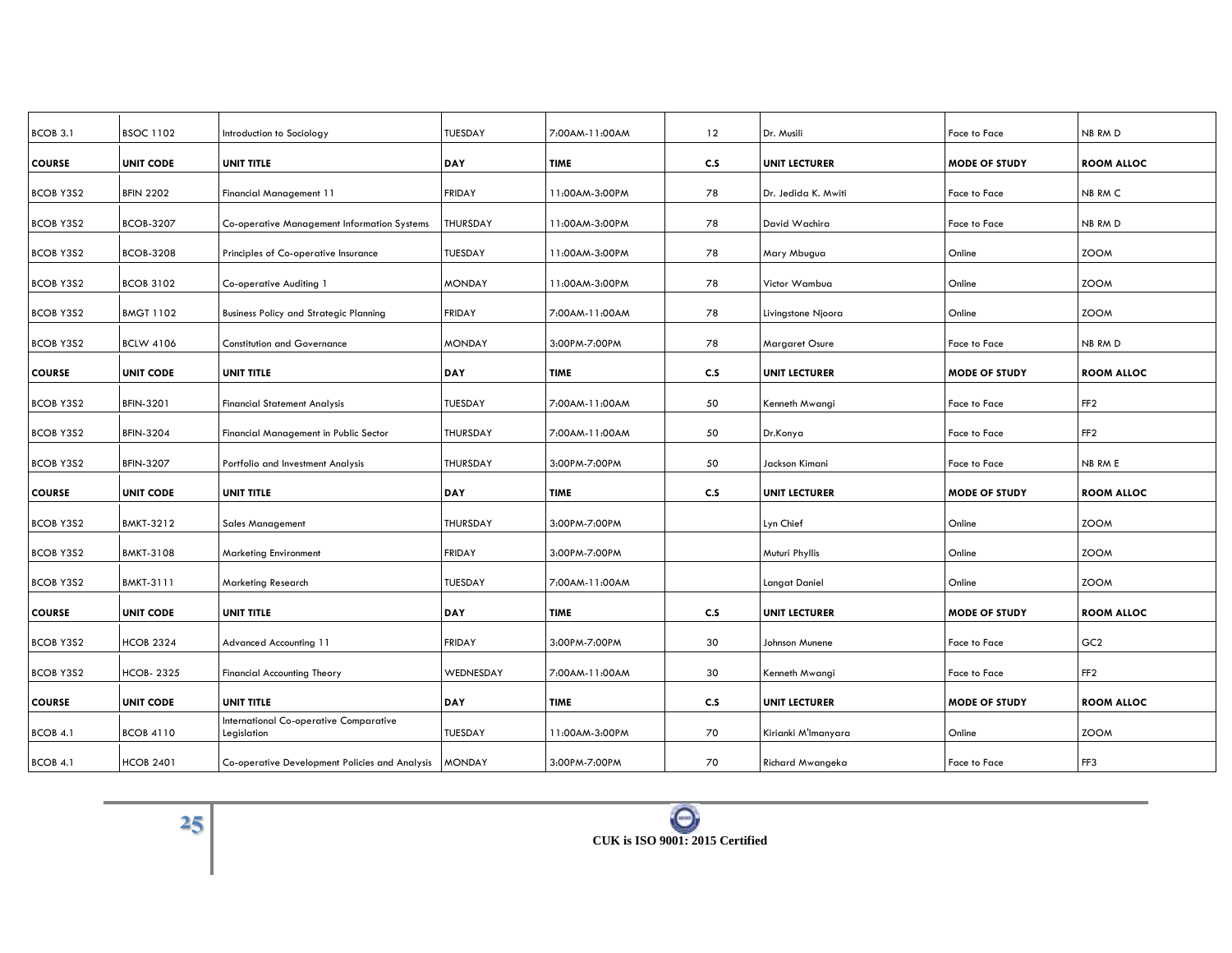| BCOB 3.1 | BSOC 1102 | Introduction to Sociology | TUESDAY | 7:00AM-11:00AM | 12 | Dr. Musili | Face to Face | NB RM D |
|---|---|---|---|---|---|---|---|---|
| **COURSE** | **UNIT CODE** | **UNIT TITLE** | **DAY** | **TIME** | **C.S** | **UNIT LECTURER** | **MODE OF STUDY** | **ROOM ALLOC** |
| BCOB Y3S2 | BFIN 2202 | Financial Management 11 | FRIDAY | 11:00AM-3:00PM | 78 | Dr. Jedida K. Mwiti | Face to Face | NB RM C |
| BCOB Y3S2 | BCOB-3207 | Co-operative Management Information Systems | THURSDAY | 11:00AM-3:00PM | 78 | David Wachira | Face to Face | NB RM D |
| BCOB Y3S2 | BCOB-3208 | Principles of Co-operative Insurance | TUESDAY | 11:00AM-3:00PM | 78 | Mary Mbugua | Online | ZOOM |
| BCOB Y3S2 | BCOB 3102 | Co-operative Auditing 1 | MONDAY | 11:00AM-3:00PM | 78 | Victor Wambua | Online | ZOOM |
| BCOB Y3S2 | BMGT 1102 | Business Policy and Strategic Planning | FRIDAY | 7:00AM-11:00AM | 78 | Livingstone Njoora | Online | ZOOM |
| BCOB Y3S2 | BCLW 4106 | Constitution and Governance | MONDAY | 3:00PM-7:00PM | 78 | Margaret Osure | Face to Face | NB RM D |
| **COURSE** | **UNIT CODE** | **UNIT TITLE** | **DAY** | **TIME** | **C.S** | **UNIT LECTURER** | **MODE OF STUDY** | **ROOM ALLOC** |
| BCOB Y3S2 | BFIN-3201 | Financial Statement Analysis | TUESDAY | 7:00AM-11:00AM | 50 | Kenneth Mwangi | Face to Face | FF2 |
| BCOB Y3S2 | BFIN-3204 | Financial Management in Public Sector | THURSDAY | 7:00AM-11:00AM | 50 | Dr.Konya | Face to Face | FF2 |
| BCOB Y3S2 | BFIN-3207 | Portfolio and Investment Analysis | THURSDAY | 3:00PM-7:00PM | 50 | Jackson Kimani | Face to Face | NB RM E |
| **COURSE** | **UNIT CODE** | **UNIT TITLE** | **DAY** | **TIME** | **C.S** | **UNIT LECTURER** | **MODE OF STUDY** | **ROOM ALLOC** |
| BCOB Y3S2 | BMKT-3212 | Sales Management | THURSDAY | 3:00PM-7:00PM | | Lyn Chief | Online | ZOOM |
| BCOB Y3S2 | BMKT-3108 | Marketing Environment | FRIDAY | 3:00PM-7:00PM | | Muturi Phyllis | Online | ZOOM |
| BCOB Y3S2 | BMKT-3111 | Marketing Research | TUESDAY | 7:00AM-11:00AM | | Langat Daniel | Online | ZOOM |
| **COURSE** | **UNIT CODE** | **UNIT TITLE** | **DAY** | **TIME** | **C.S** | **UNIT LECTURER** | **MODE OF STUDY** | **ROOM ALLOC** |
| BCOB Y3S2 | HCOB 2324 | Advanced Accounting 11 | FRIDAY | 3:00PM-7:00PM | 30 | Johnson Munene | Face to Face | GC2 |
| BCOB Y3S2 | HCOB- 2325 | Financial Accounting Theory | WEDNESDAY | 7:00AM-11:00AM | 30 | Kenneth Mwangi | Face to Face | FF2 |
| **COURSE** | **UNIT CODE** | **UNIT TITLE** | **DAY** | **TIME** | **C.S** | **UNIT LECTURER** | **MODE OF STUDY** | **ROOM ALLOC** |
| BCOB 4.1 | BCOB 4110 | International Co-operative Comparative Legislation | TUESDAY | 11:00AM-3:00PM | 70 | Kirianki M'Imanyara | Online | ZOOM |
| BCOB 4.1 | HCOB 2401 | Co-operative Development Policies and Analysis | MONDAY | 3:00PM-7:00PM | 70 | Richard Mwangeka | Face to Face | FF3 |

CUK is ISO 9001: 2015 Certified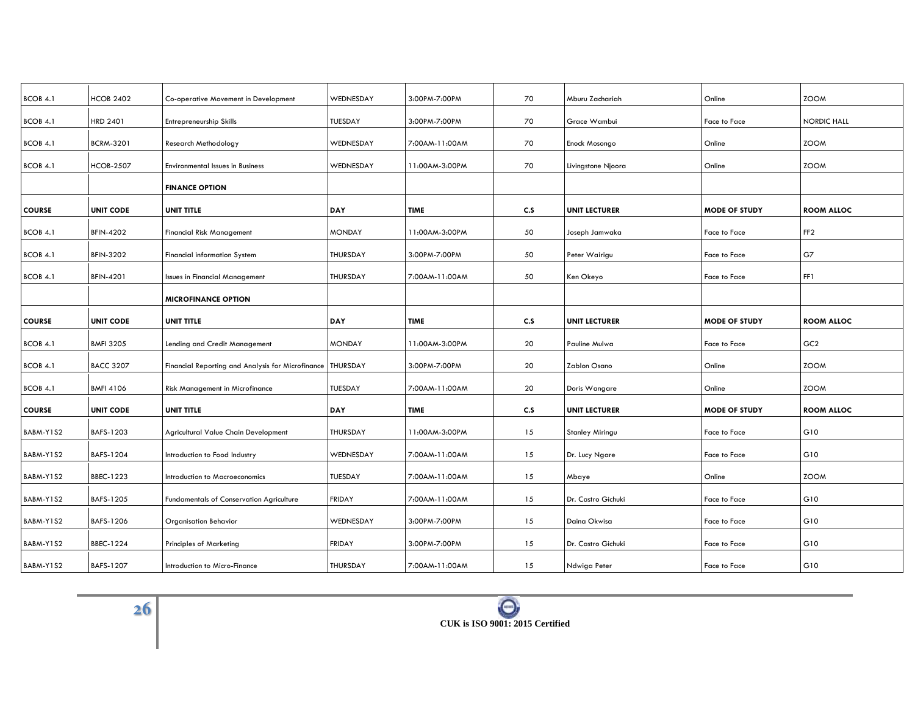| BCOB 4.1 | HCOB 2402 | Co-operative Movement in Development | WEDNESDAY | 3:00PM-7:00PM | 70 | Mburu Zachariah | Online | ZOOM |
|---|---|---|---|---|---|---|---|---|
| BCOB 4.1 | HRD 2401 | Entrepreneurship Skills | TUESDAY | 3:00PM-7:00PM | 70 | Grace Wambui | Face to Face | NORDIC HALL |
| BCOB 4.1 | BCRM-3201 | Research Methodology | WEDNESDAY | 7:00AM-11:00AM | 70 | Enock Mosongo | Online | ZOOM |
| BCOB 4.1 | HCOB-2507 | Environmental Issues in Business | WEDNESDAY | 11:00AM-3:00PM | 70 | Livingstone Njoora | Online | ZOOM |
| | | **FINANCE OPTION** | | | | | | |
| **COURSE** | **UNIT CODE** | **UNIT TITLE** | **DAY** | **TIME** | **C.S** | **UNIT LECTURER** | **MODE OF STUDY** | **ROOM ALLOC** |
| BCOB 4.1 | BFIN-4202 | Financial Risk Management | MONDAY | 11:00AM-3:00PM | 50 | Joseph Jamwaka | Face to Face | FF2 |
| BCOB 4.1 | BFIN-3202 | Financial information System | THURSDAY | 3:00PM-7:00PM | 50 | Peter Wairigu | Face to Face | G7 |
| BCOB 4.1 | BFIN-4201 | Issues in Financial Management | THURSDAY | 7:00AM-11:00AM | 50 | Ken Okeyo | Face to Face | FF1 |
| | | **MICROFINANCE OPTION** | | | | | | |
| **COURSE** | **UNIT CODE** | **UNIT TITLE** | **DAY** | **TIME** | **C.S** | **UNIT LECTURER** | **MODE OF STUDY** | **ROOM ALLOC** |
| BCOB 4.1 | BMFI 3205 | Lending and Credit Management | MONDAY | 11:00AM-3:00PM | 20 | Pauline Mulwa | Face to Face | GC2 |
| BCOB 4.1 | BACC 3207 | Financial Reporting and Analysis for Microfinance | THURSDAY | 3:00PM-7:00PM | 20 | Zablon Osano | Online | ZOOM |
| BCOB 4.1 | BMFI 4106 | Risk Management in Microfinance | TUESDAY | 7:00AM-11:00AM | 20 | Doris Wangare | Online | ZOOM |
| **COURSE** | **UNIT CODE** | **UNIT TITLE** | **DAY** | **TIME** | **C.S** | **UNIT LECTURER** | **MODE OF STUDY** | **ROOM ALLOC** |
| BABM-Y1S2 | BAFS-1203 | Agricultural Value Chain Development | THURSDAY | 11:00AM-3:00PM | 15 | Stanley Miringu | Face to Face | G10 |
| BABM-Y1S2 | BAFS-1204 | Introduction to Food Industry | WEDNESDAY | 7:00AM-11:00AM | 15 | Dr. Lucy Ngare | Face to Face | G10 |
| BABM-Y1S2 | BBEC-1223 | Introduction to Macroeconomics | TUESDAY | 7:00AM-11:00AM | 15 | Mbaye | Online | ZOOM |
| BABM-Y1S2 | BAFS-1205 | Fundamentals of Conservation Agriculture | FRIDAY | 7:00AM-11:00AM | 15 | Dr. Castro Gichuki | Face to Face | G10 |
| BABM-Y1S2 | BAFS-1206 | Organisation Behavior | WEDNESDAY | 3:00PM-7:00PM | 15 | Daina Okwisa | Face to Face | G10 |
| BABM-Y1S2 | BBEC-1224 | Principles of Marketing | FRIDAY | 3:00PM-7:00PM | 15 | Dr. Castro Gichuki | Face to Face | G10 |
| BABM-Y1S2 | BAFS-1207 | Introduction to Micro-Finance | THURSDAY | 7:00AM-11:00AM | 15 | Ndwiga Peter | Face to Face | G10 |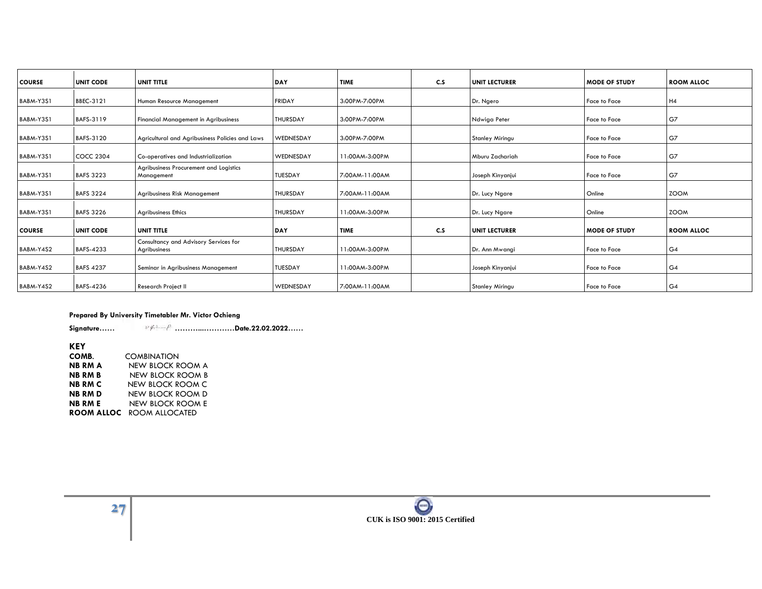| COURSE | UNIT CODE | UNIT TITLE | DAY | TIME | C.S | UNIT LECTURER | MODE OF STUDY | ROOM ALLOC |
|---|---|---|---|---|---|---|---|---|
| BABM-Y3S1 | BBEC-3121 | Human Resource Management | FRIDAY | 3:00PM-7:00PM | | Dr. Ngero | Face to Face | H4 |
| BABM-Y3S1 | BAFS-3119 | Financial Management in Agribusiness | THURSDAY | 3:00PM-7:00PM | | Ndwiga Peter | Face to Face | G7 |
| BABM-Y3S1 | BAFS-3120 | Agricultural and Agribusiness Policies and Laws | WEDNESDAY | 3:00PM-7:00PM | | Stanley Miringu | Face to Face | G7 |
| BABM-Y3S1 | COCC 2304 | Co-operatives and Industrialization | WEDNESDAY | 11:00AM-3:00PM | | Mburu Zachariah | Face to Face | G7 |
| BABM-Y3S1 | BAFS 3223 | Agribusiness Procurement and Logistics Management | TUESDAY | 7:00AM-11:00AM | | Joseph Kinyanjui | Face to Face | G7 |
| BABM-Y3S1 | BAFS 3224 | Agribusiness Risk Management | THURSDAY | 7:00AM-11:00AM | | Dr. Lucy Ngare | Online | ZOOM |
| BABM-Y3S1 | BAFS 3226 | Agribusiness Ethics | THURSDAY | 11:00AM-3:00PM | | Dr. Lucy Ngare | Online | ZOOM |
| **COURSE** | **UNIT CODE** | **UNIT TITLE** | **DAY** | **TIME** | **C.S** | **UNIT LECTURER** | **MODE OF STUDY** | **ROOM ALLOC** |
| BABM-Y4S2 | BAFS-4233 | Consultancy and Advisory Services for Agribusiness | THURSDAY | 11:00AM-3:00PM | | Dr. Ann Mwangi | Face to Face | G4 |
| BABM-Y4S2 | BAFS 4237 | Seminar in Agribusiness Management | TUESDAY | 11:00AM-3:00PM | | Joseph Kinyanjui | Face to Face | G4 |
| BABM-Y4S2 | BAFS-4236 | Research Project II | WEDNESDAY | 7:00AM-11:00AM | | Stanley Miringu | Face to Face | G4 |

**Prepared By University Timetabler Mr. Victor Ochieng**

**Signature…… ………..…………Date.22.02.2022……**

**KEY**

| | |
|---|---|
| **COMB.** | COMBINATION |
| **NB RM A** | NEW BLOCK ROOM A |
| **NB RM B** | NEW BLOCK ROOM B |
| **NB RM C** | NEW BLOCK ROOM C |
| **NB RM D** | NEW BLOCK ROOM D |
| **NB RM E** | NEW BLOCK ROOM E |
| **ROOM ALLOC** | ROOM ALLOCATED |

CUK is ISO 9001: 2015 Certified